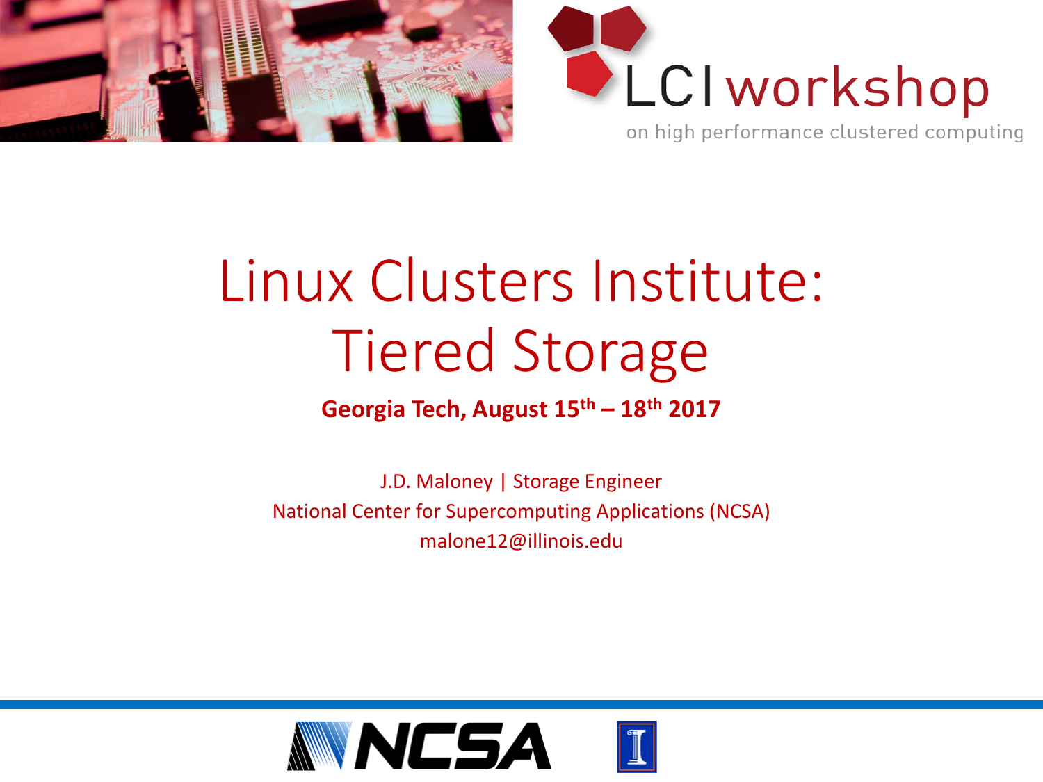LCI workshop

on high performance clustered computing

# Linux Clusters Institute: Tiered Storage

**Georgia Tech, August 15th – 18th 2017**

J.D. Maloney | Storage Engineer

National Center for Supercomputing Applications (NCSA)

malone12@illinois.edu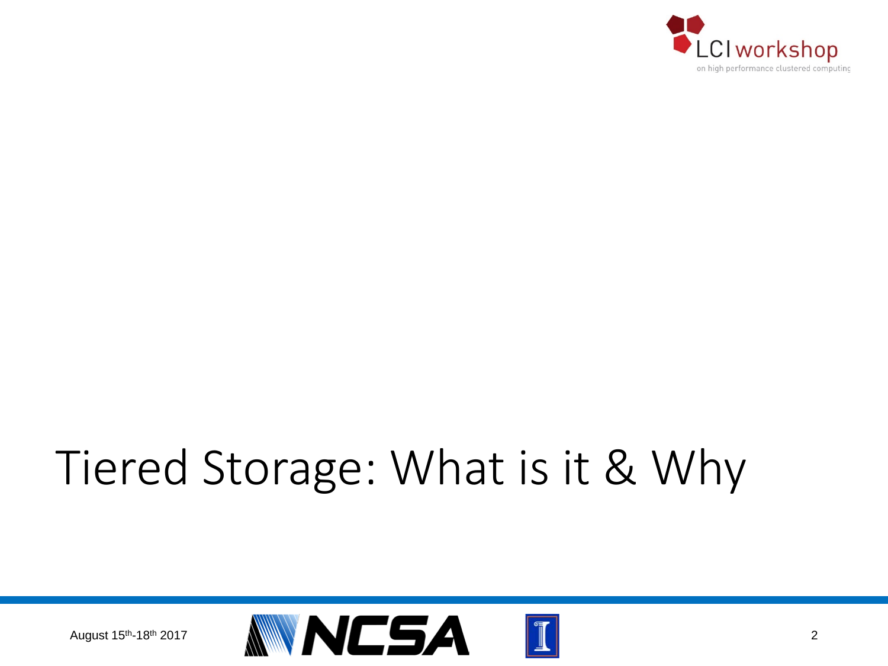# Tiered Storage: What is it & Why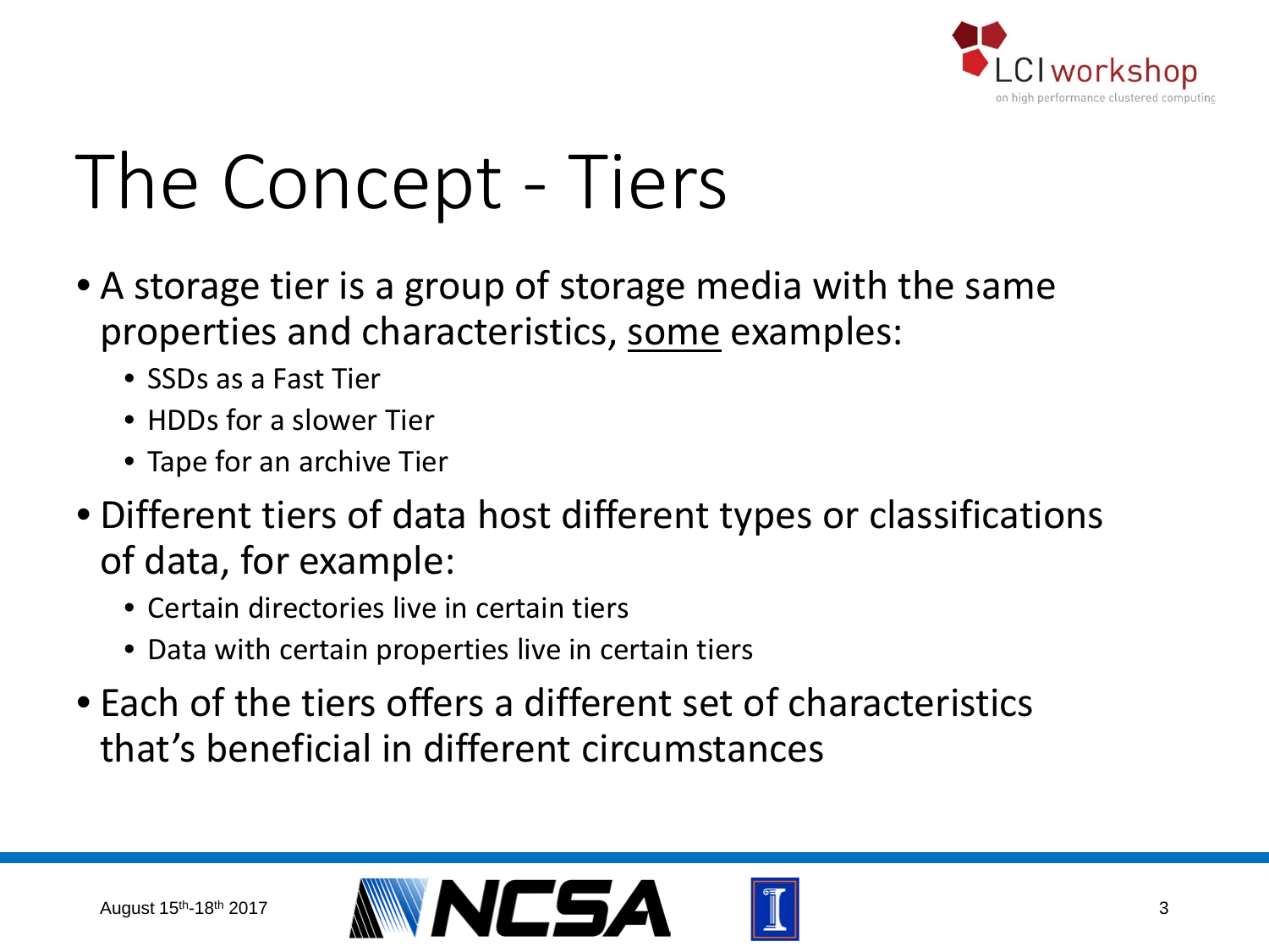# The Concept - Tiers

- A storage tier is a group of storage media with the same properties and characteristics, <u>some</u> examples:
  - SSDs as a Fast Tier
  - HDDs for a slower Tier
  - Tape for an archive Tier
- Different tiers of data host different types or classifications of data, for example:
  - Certain directories live in certain tiers
  - Data with certain properties live in certain tiers
- Each of the tiers offers a different set of characteristics that's beneficial in different circumstances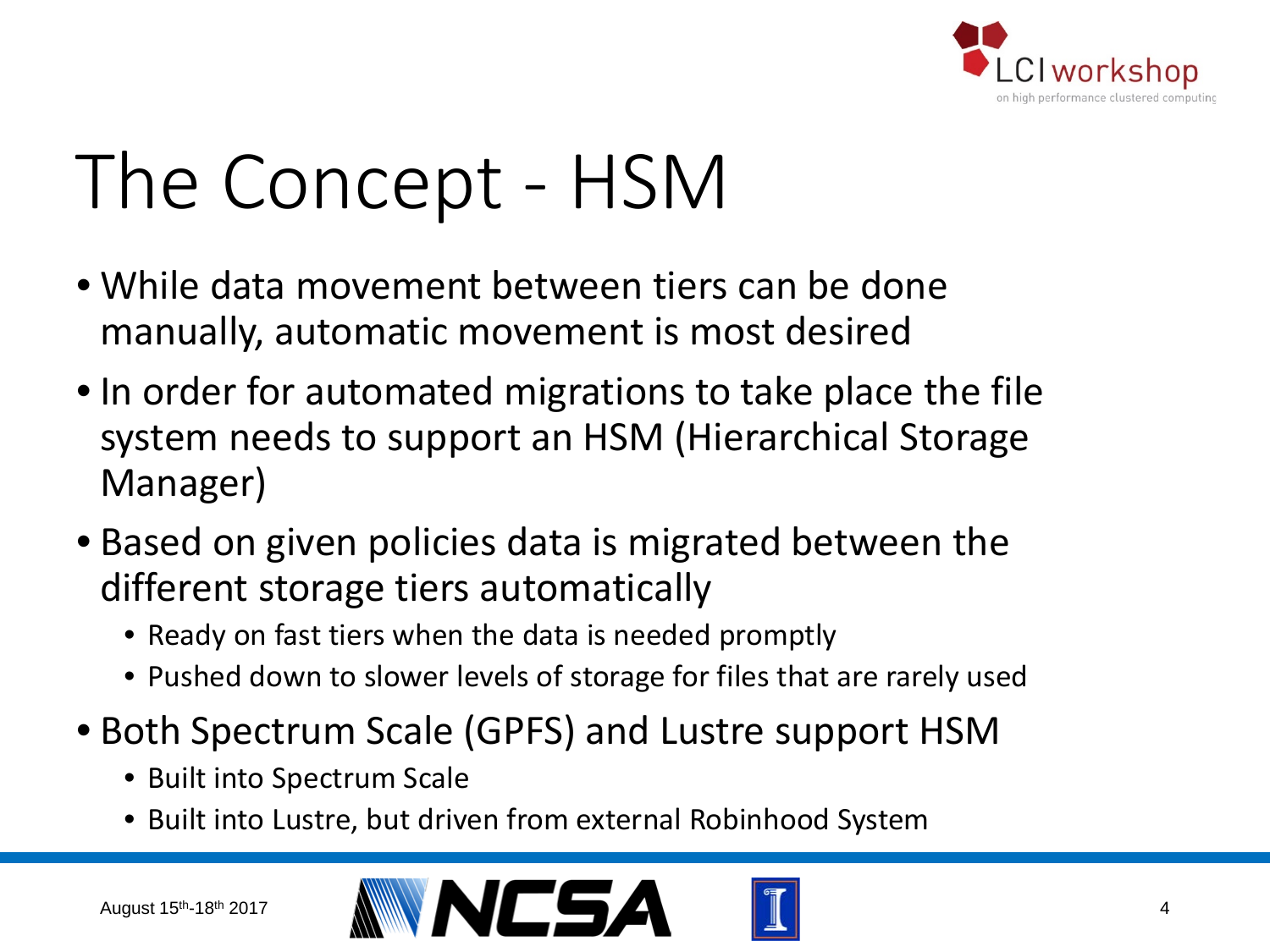# The Concept - HSM

- While data movement between tiers can be done manually, automatic movement is most desired
- In order for automated migrations to take place the file system needs to support an HSM (Hierarchical Storage Manager)
- Based on given policies data is migrated between the different storage tiers automatically
  - Ready on fast tiers when the data is needed promptly
  - Pushed down to slower levels of storage for files that are rarely used
- Both Spectrum Scale (GPFS) and Lustre support HSM
  - Built into Spectrum Scale
  - Built into Lustre, but driven from external Robinhood System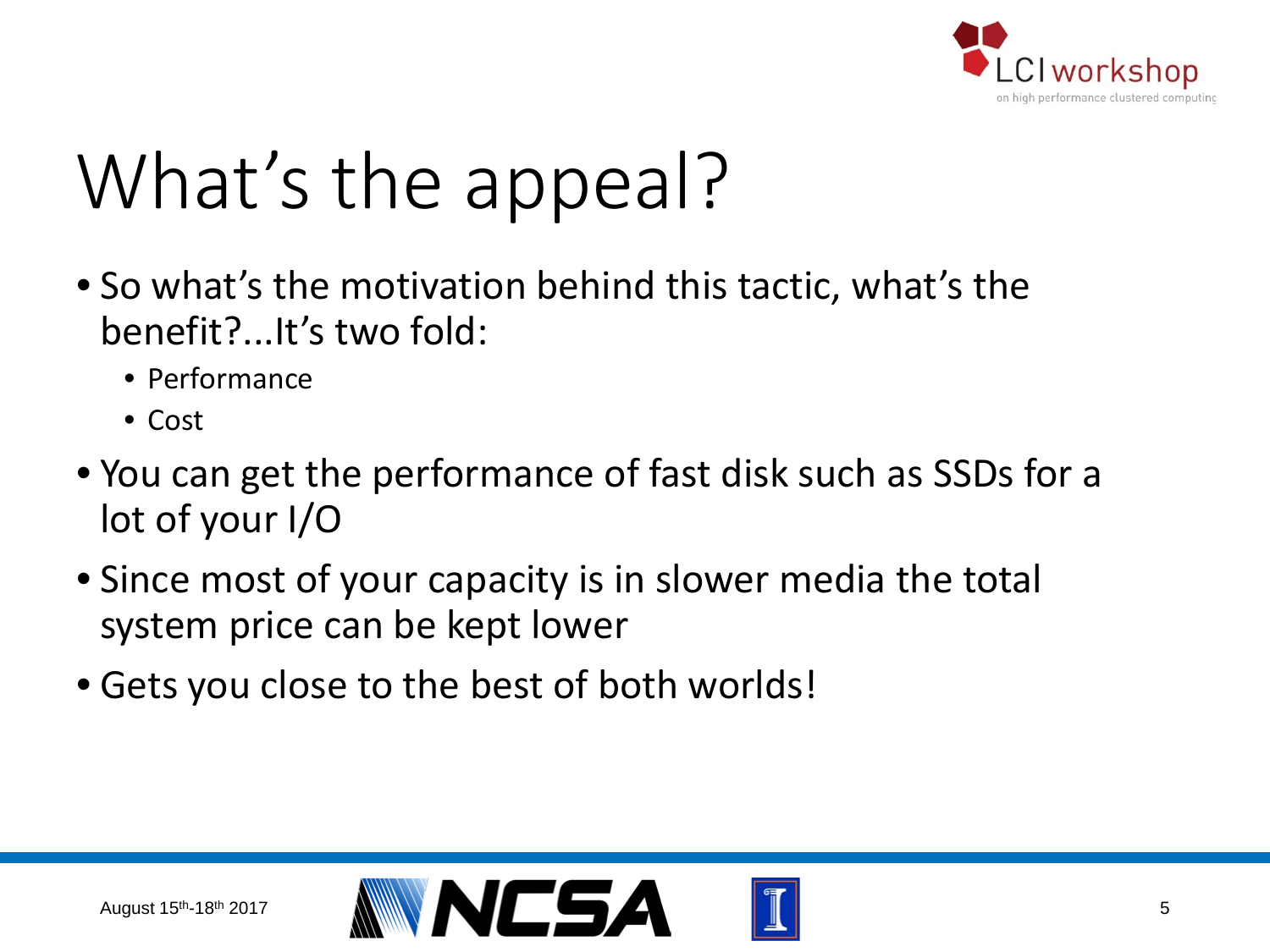# What's the appeal?

- So what's the motivation behind this tactic, what's the benefit?...It's two fold:
  - Performance
  - Cost
- You can get the performance of fast disk such as SSDs for a lot of your I/O
- Since most of your capacity is in slower media the total system price can be kept lower
- Gets you close to the best of both worlds!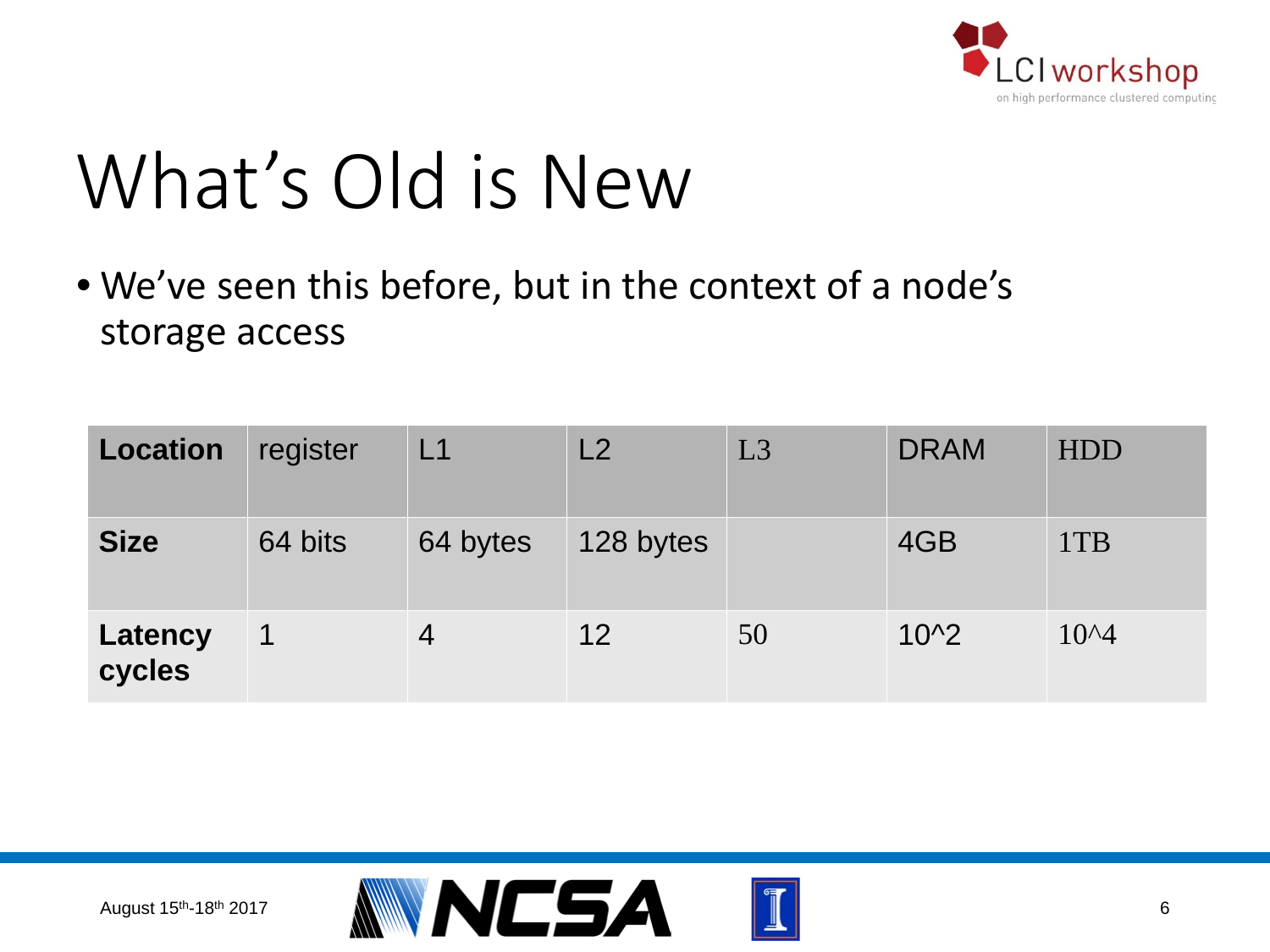# What's Old is New

- We've seen this before, but in the context of a node's storage access

| Location | register | L1 | L2 | L3 | DRAM | HDD |
| --- | --- | --- | --- | --- | --- | --- |
| **Size** | 64 bits | 64 bytes | 128 bytes | | 4GB | 1TB |
| **Latency cycles** | 1 | 4 | 12 | 50 | 10^2 | 10^4 |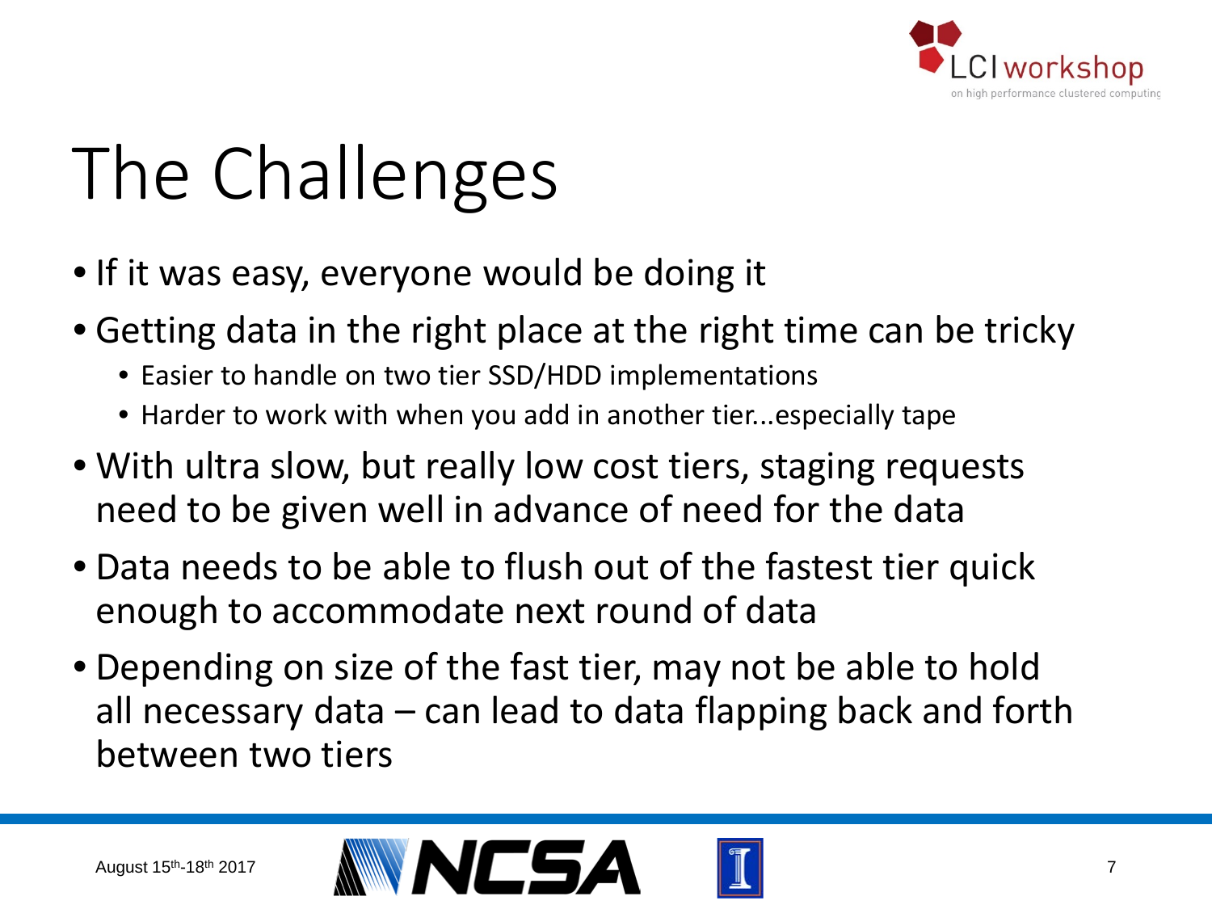# The Challenges

- If it was easy, everyone would be doing it
- Getting data in the right place at the right time can be tricky
  - Easier to handle on two tier SSD/HDD implementations
  - Harder to work with when you add in another tier...especially tape
- With ultra slow, but really low cost tiers, staging requests need to be given well in advance of need for the data
- Data needs to be able to flush out of the fastest tier quick enough to accommodate next round of data
- Depending on size of the fast tier, may not be able to hold all necessary data – can lead to data flapping back and forth between two tiers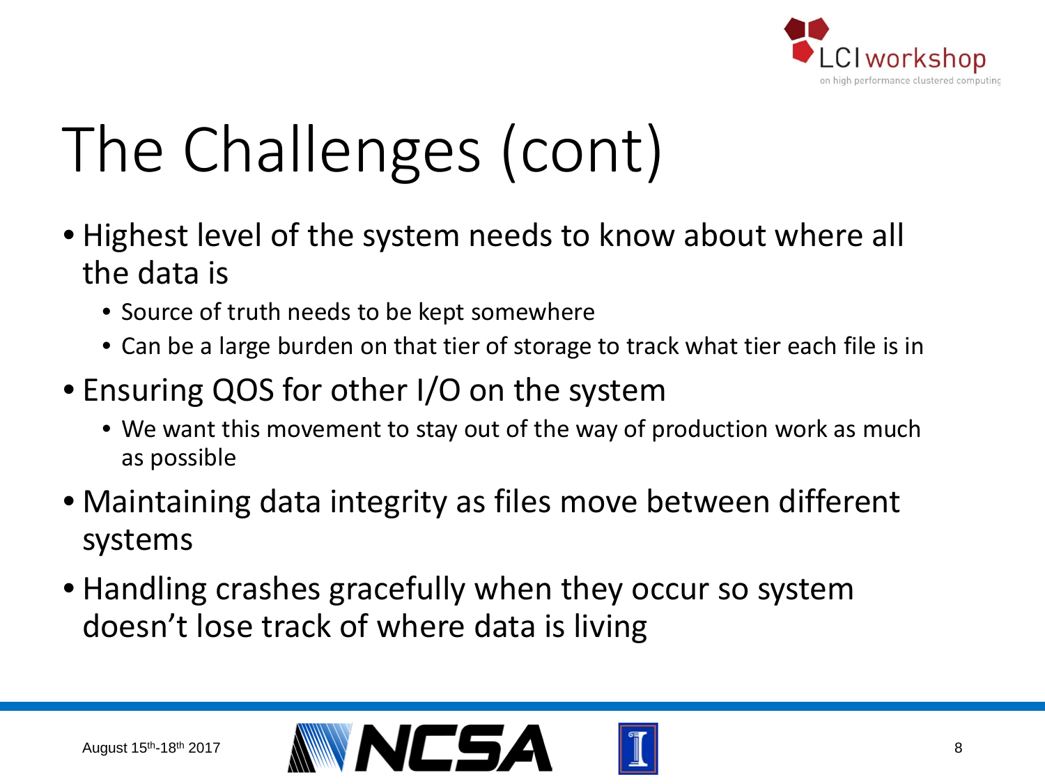# The Challenges (cont)

- Highest level of the system needs to know about where all the data is
  - Source of truth needs to be kept somewhere
  - Can be a large burden on that tier of storage to track what tier each file is in
- Ensuring QOS for other I/O on the system
  - We want this movement to stay out of the way of production work as much as possible
- Maintaining data integrity as files move between different systems
- Handling crashes gracefully when they occur so system doesn't lose track of where data is living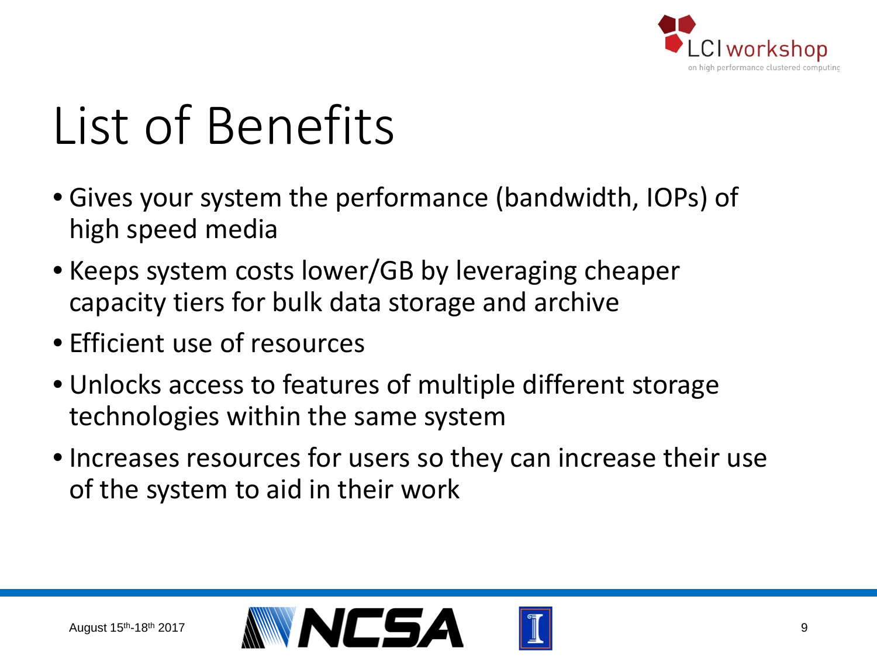# List of Benefits

- Gives your system the performance (bandwidth, IOPs) of high speed media
- Keeps system costs lower/GB by leveraging cheaper capacity tiers for bulk data storage and archive
- Efficient use of resources
- Unlocks access to features of multiple different storage technologies within the same system
- Increases resources for users so they can increase their use of the system to aid in their work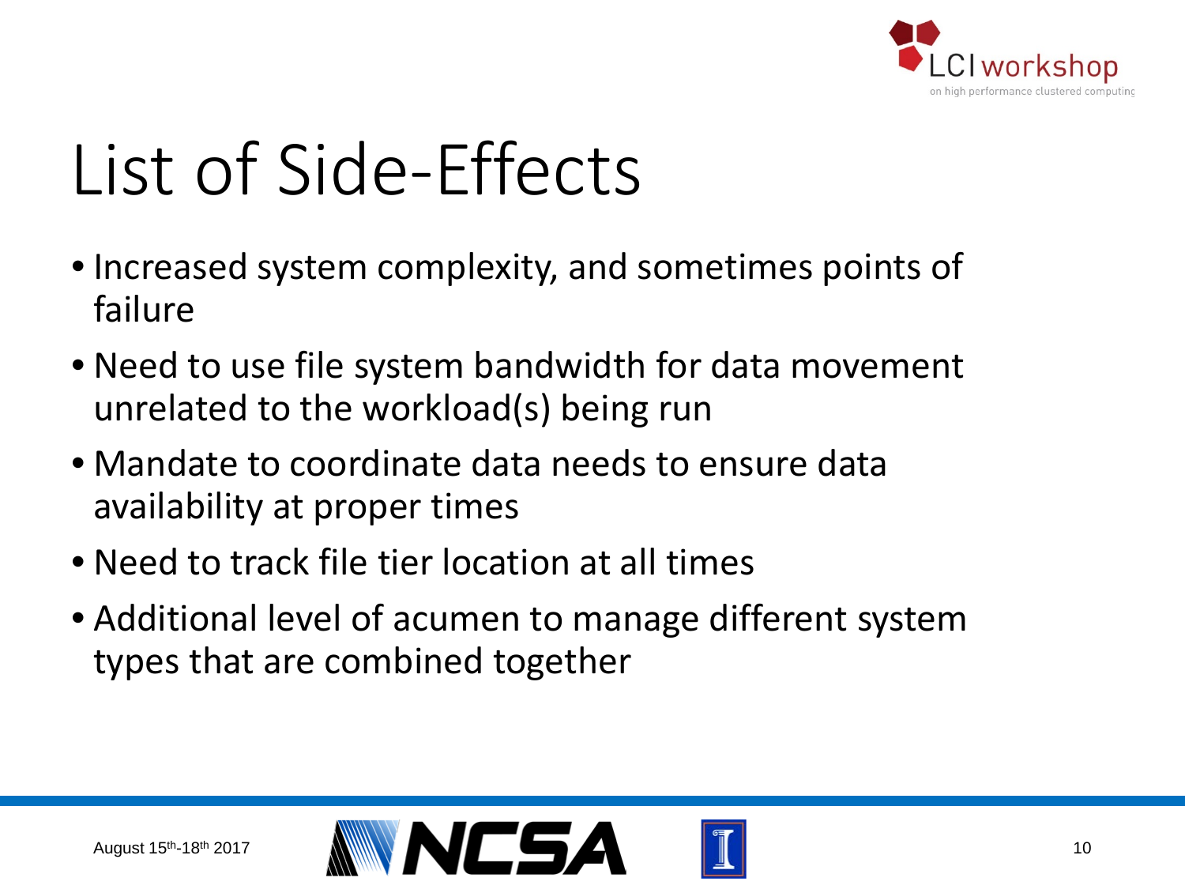# List of Side-Effects

- Increased system complexity, and sometimes points of failure
- Need to use file system bandwidth for data movement unrelated to the workload(s) being run
- Mandate to coordinate data needs to ensure data availability at proper times
- Need to track file tier location at all times
- Additional level of acumen to manage different system types that are combined together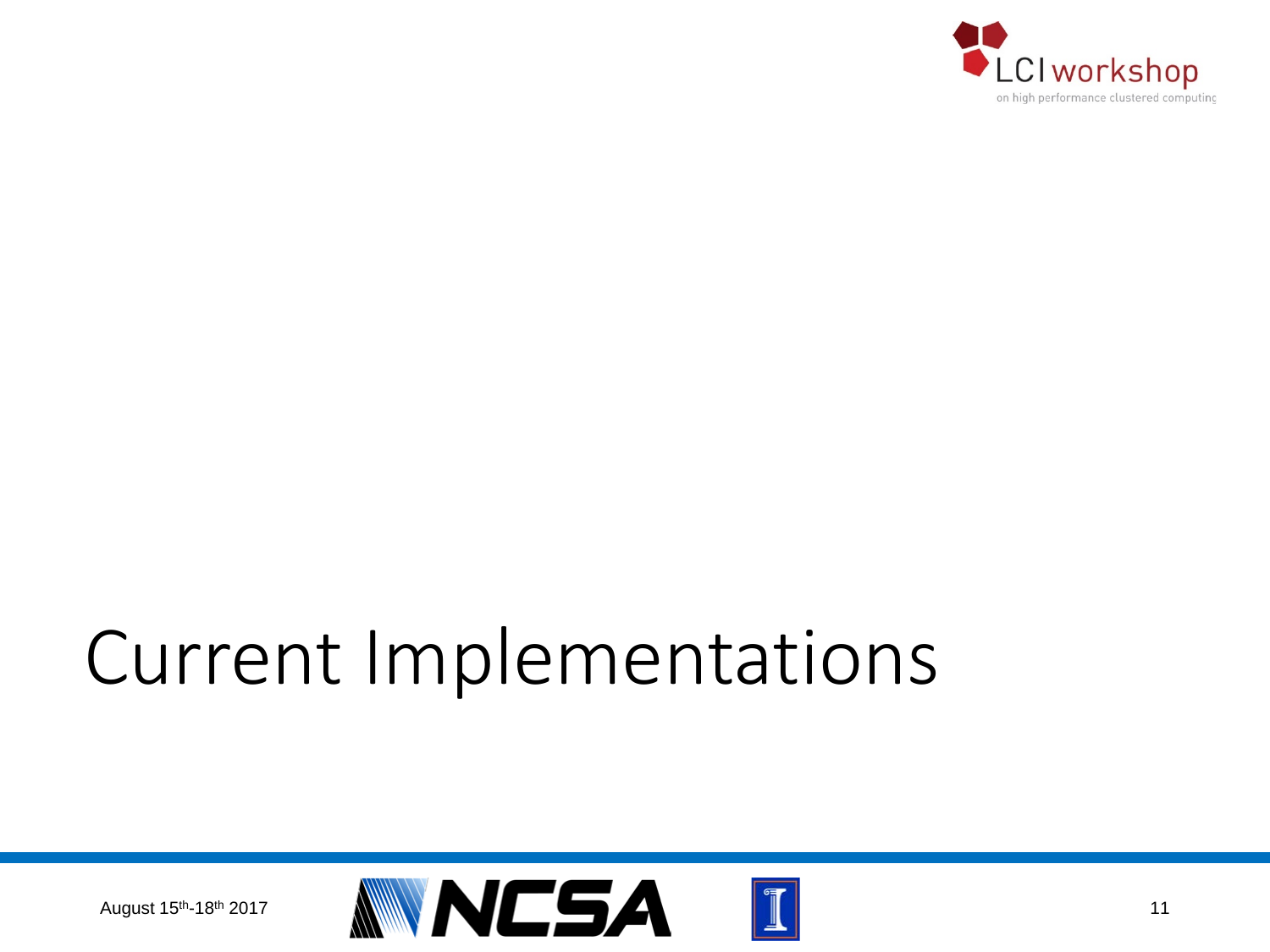# Current Implementations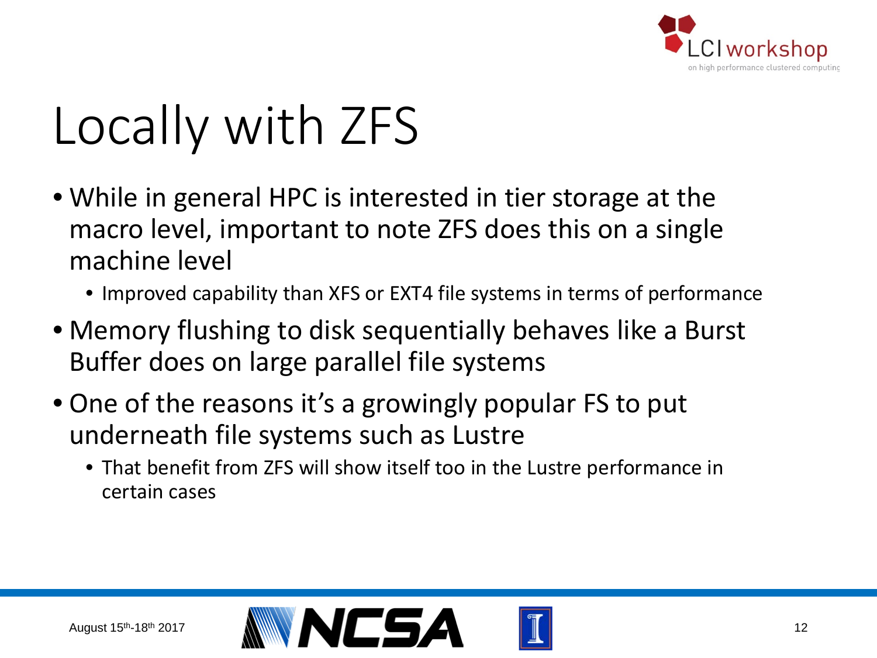# Locally with ZFS

- While in general HPC is interested in tier storage at the macro level, important to note ZFS does this on a single machine level
  - Improved capability than XFS or EXT4 file systems in terms of performance
- Memory flushing to disk sequentially behaves like a Burst Buffer does on large parallel file systems
- One of the reasons it's a growingly popular FS to put underneath file systems such as Lustre
  - That benefit from ZFS will show itself too in the Lustre performance in certain cases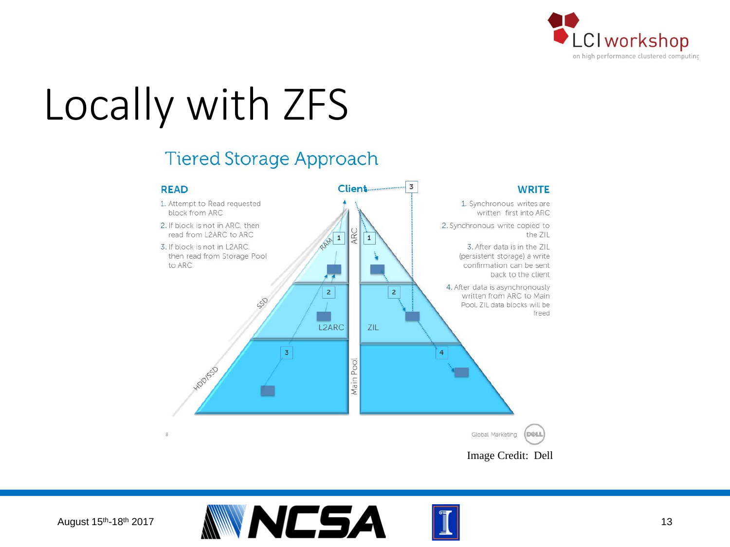# Locally with ZFS

## Tiered Storage Approach

### READ

1. Attempt to Read requested block from ARC
2. If block is not in ARC, then read from L2ARC to ARC
3. If block is not in L2ARC, then read from Storage Pool to ARC

### WRITE

1. Synchronous writes are written first into ARC
2. Synchronous write copied to the ZIL
3. After data is in the ZIL (persistent storage) a write confirmation can be sent back to the client
4. After data is asynchronously written from ARC to Main Pool, ZIL data blocks will be freed

Image Credit: Dell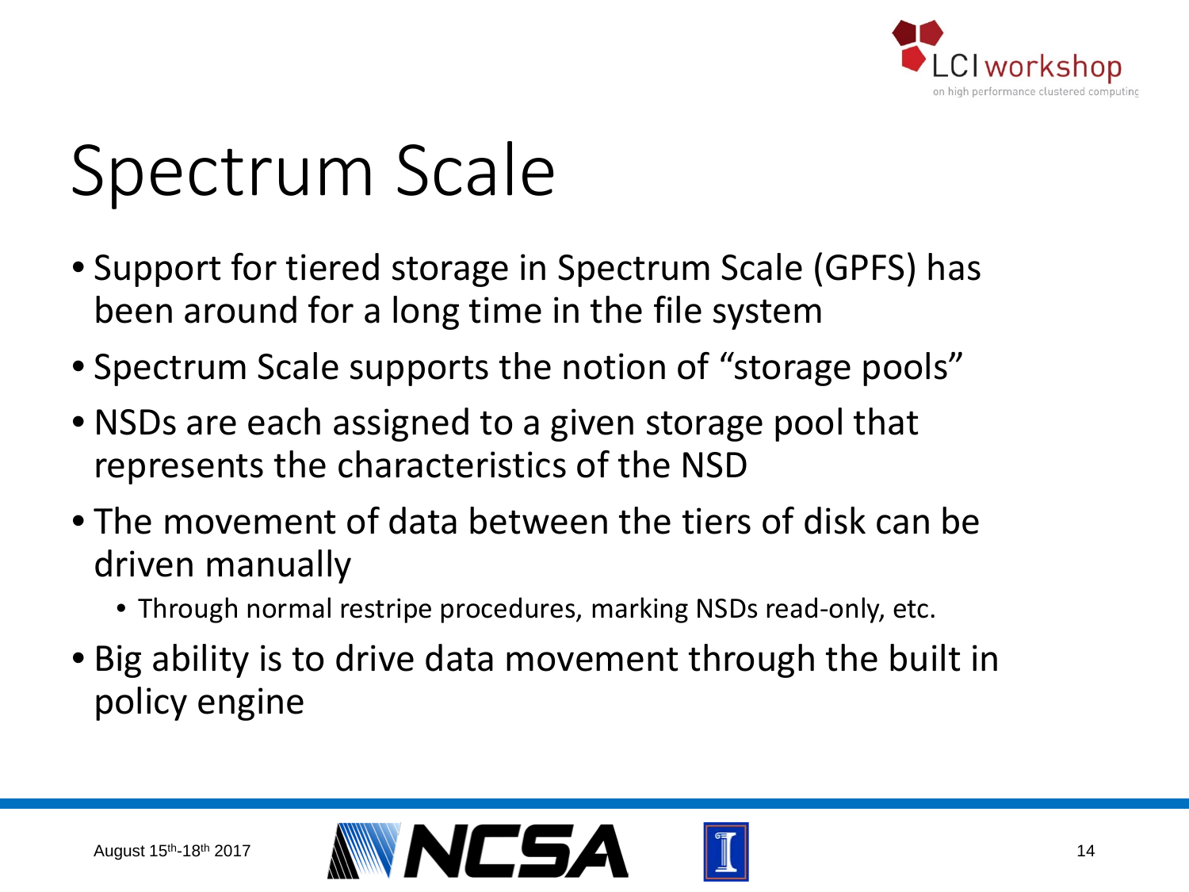# Spectrum Scale

- Support for tiered storage in Spectrum Scale (GPFS) has been around for a long time in the file system
- Spectrum Scale supports the notion of "storage pools"
- NSDs are each assigned to a given storage pool that represents the characteristics of the NSD
- The movement of data between the tiers of disk can be driven manually
  - Through normal restripe procedures, marking NSDs read-only, etc.
- Big ability is to drive data movement through the built in policy engine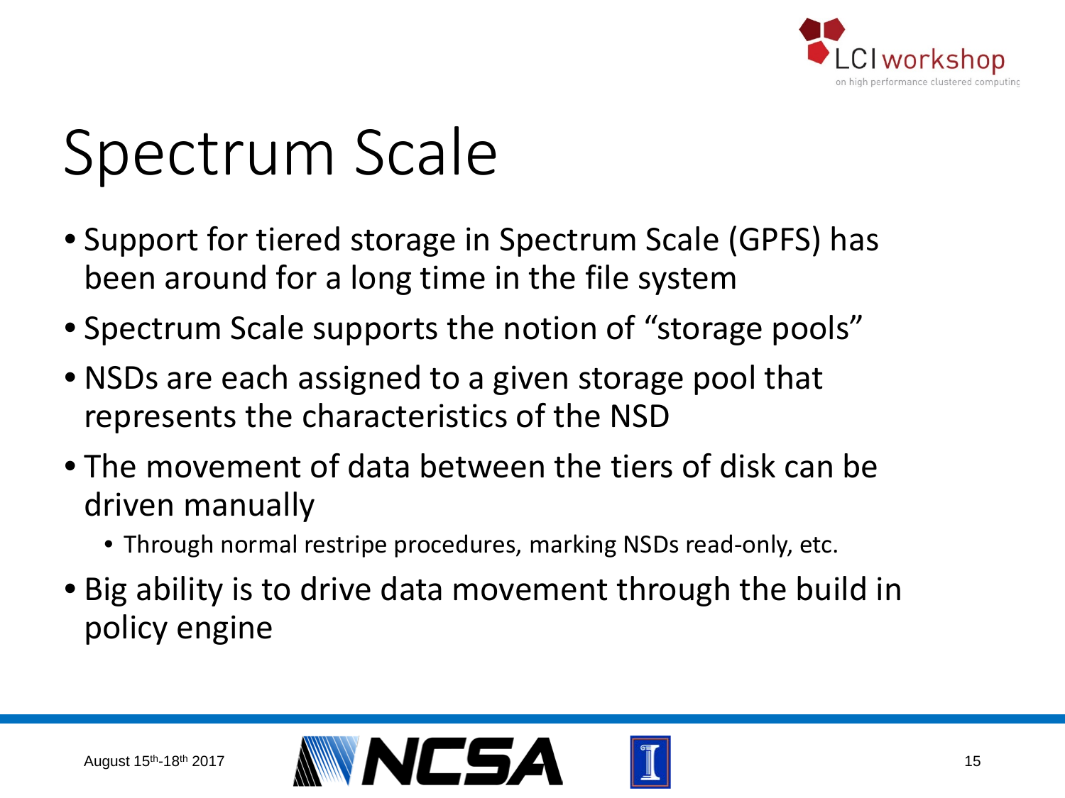# Spectrum Scale

- Support for tiered storage in Spectrum Scale (GPFS) has been around for a long time in the file system
- Spectrum Scale supports the notion of "storage pools"
- NSDs are each assigned to a given storage pool that represents the characteristics of the NSD
- The movement of data between the tiers of disk can be driven manually
  - Through normal restripe procedures, marking NSDs read-only, etc.
- Big ability is to drive data movement through the build in policy engine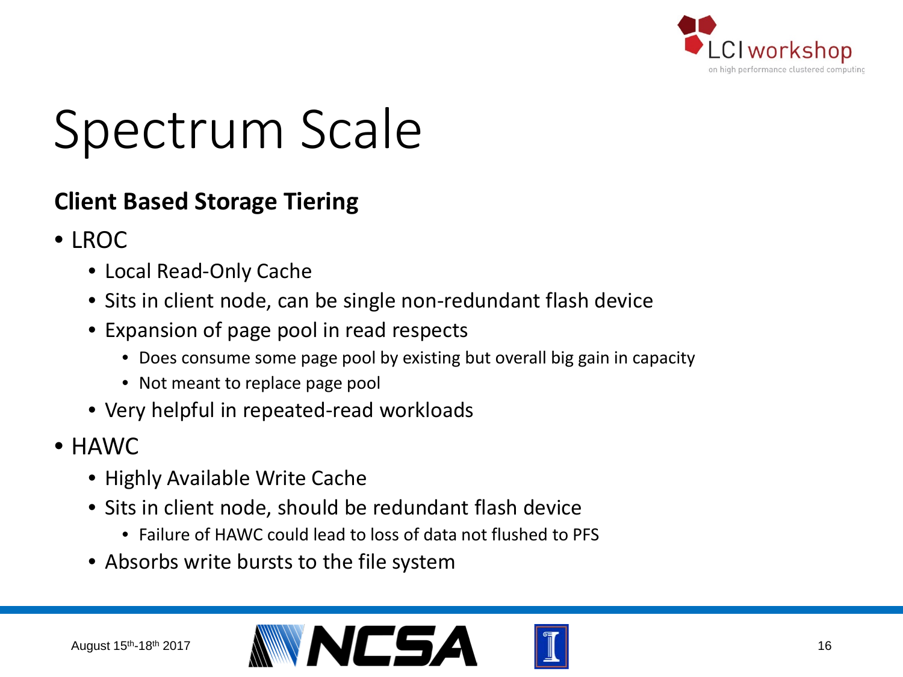# Spectrum Scale

## Client Based Storage Tiering

- LROC
  - Local Read-Only Cache
  - Sits in client node, can be single non-redundant flash device
  - Expansion of page pool in read respects
    - Does consume some page pool by existing but overall big gain in capacity
    - Not meant to replace page pool
  - Very helpful in repeated-read workloads
- HAWC
  - Highly Available Write Cache
  - Sits in client node, should be redundant flash device
    - Failure of HAWC could lead to loss of data not flushed to PFS
  - Absorbs write bursts to the file system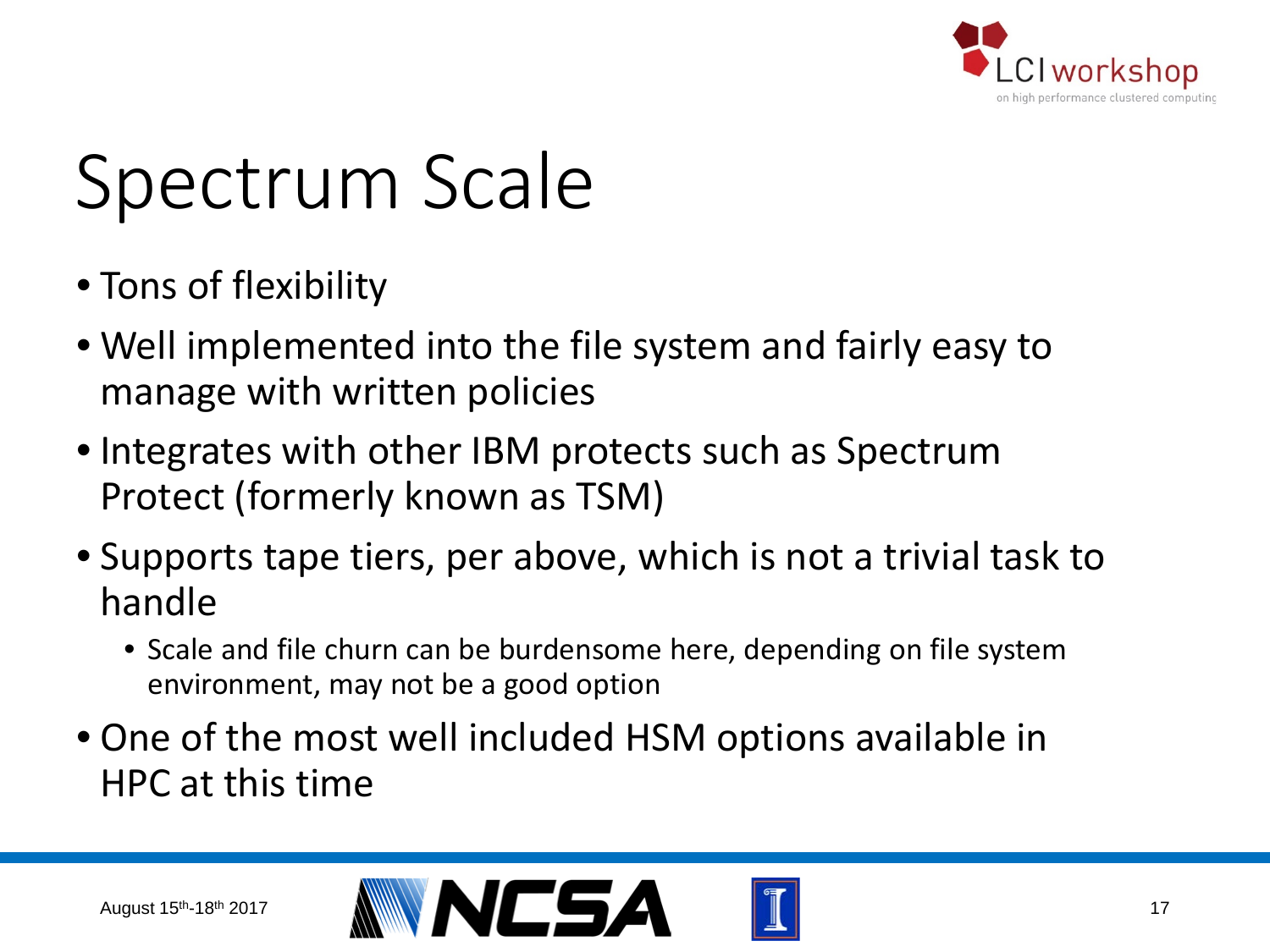# Spectrum Scale

- Tons of flexibility
- Well implemented into the file system and fairly easy to manage with written policies
- Integrates with other IBM protects such as Spectrum Protect (formerly known as TSM)
- Supports tape tiers, per above, which is not a trivial task to handle
  - Scale and file churn can be burdensome here, depending on file system environment, may not be a good option
- One of the most well included HSM options available in HPC at this time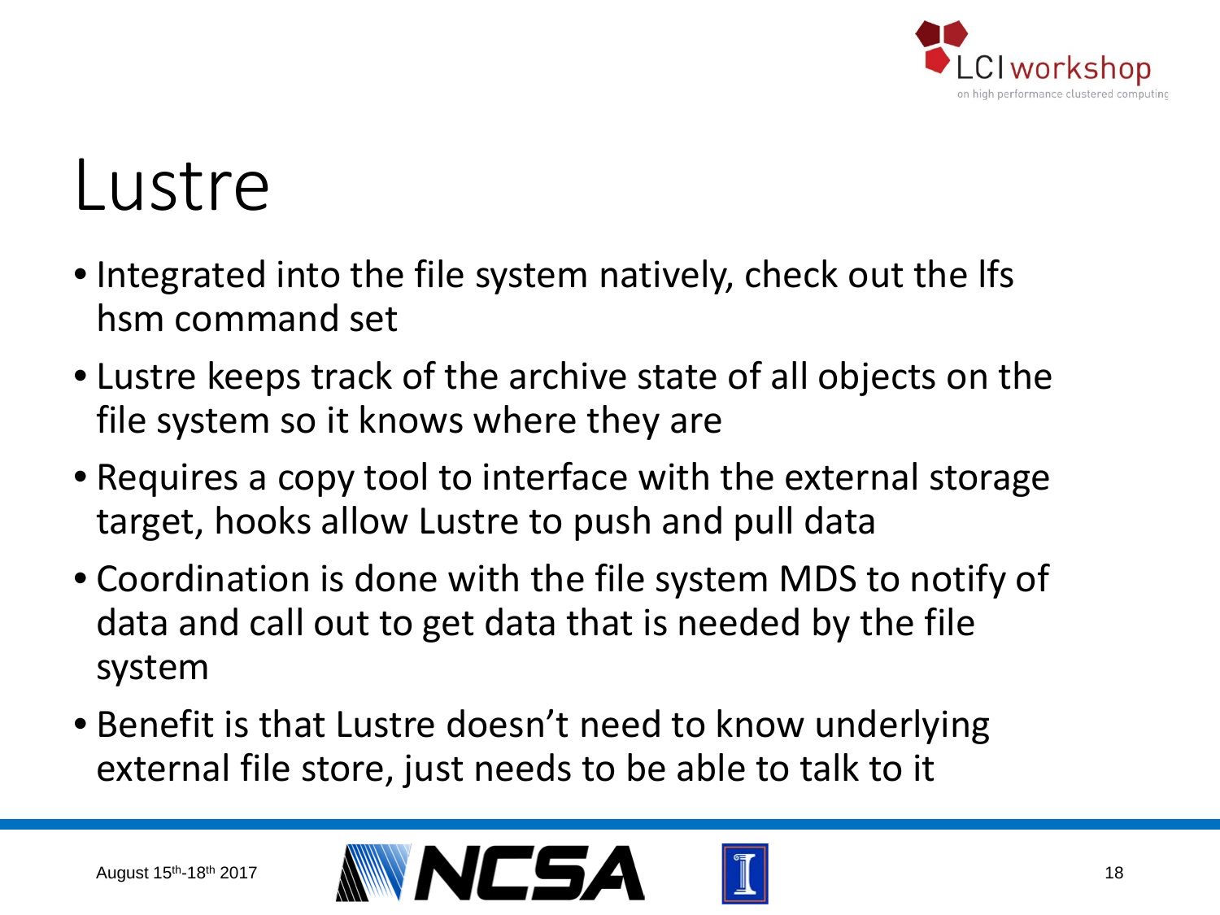# Lustre

- Integrated into the file system natively, check out the lfs hsm command set
- Lustre keeps track of the archive state of all objects on the file system so it knows where they are
- Requires a copy tool to interface with the external storage target, hooks allow Lustre to push and pull data
- Coordination is done with the file system MDS to notify of data and call out to get data that is needed by the file system
- Benefit is that Lustre doesn't need to know underlying external file store, just needs to be able to talk to it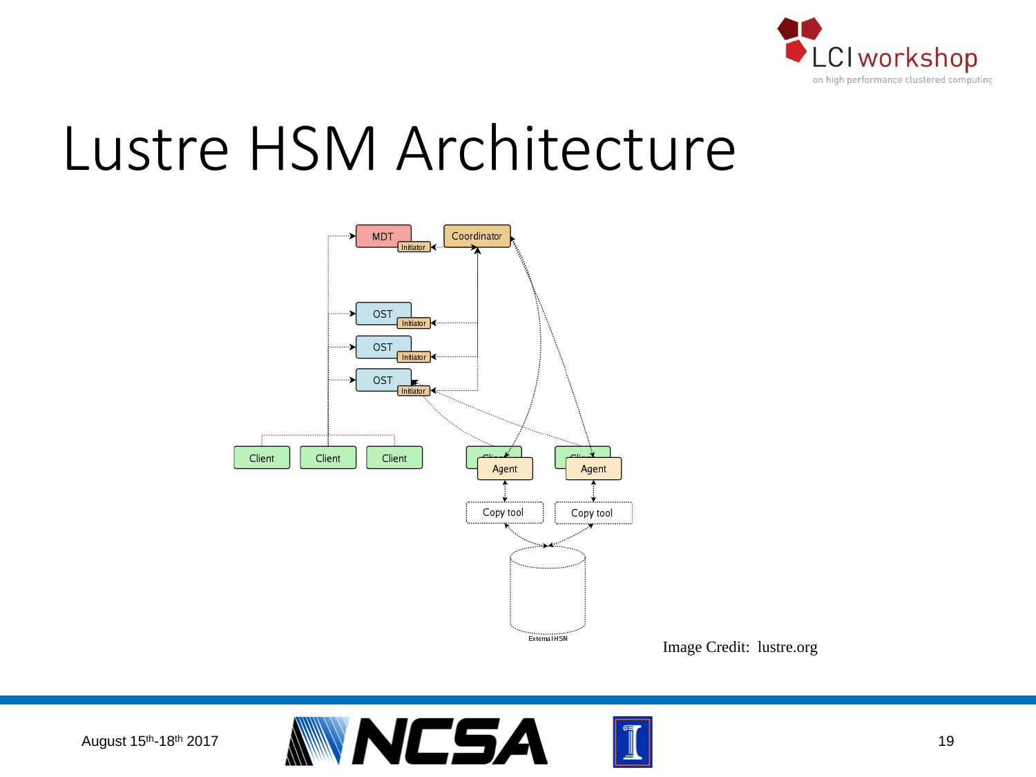# Lustre HSM Architecture

MDT
Initiator
Coordinator
OST
Initiator
OST
Initiator
OST
Initiator
Client
Client
Client
Client
Agent
Client
Agent
Copy tool
Copy tool
External HSM

Image Credit: lustre.org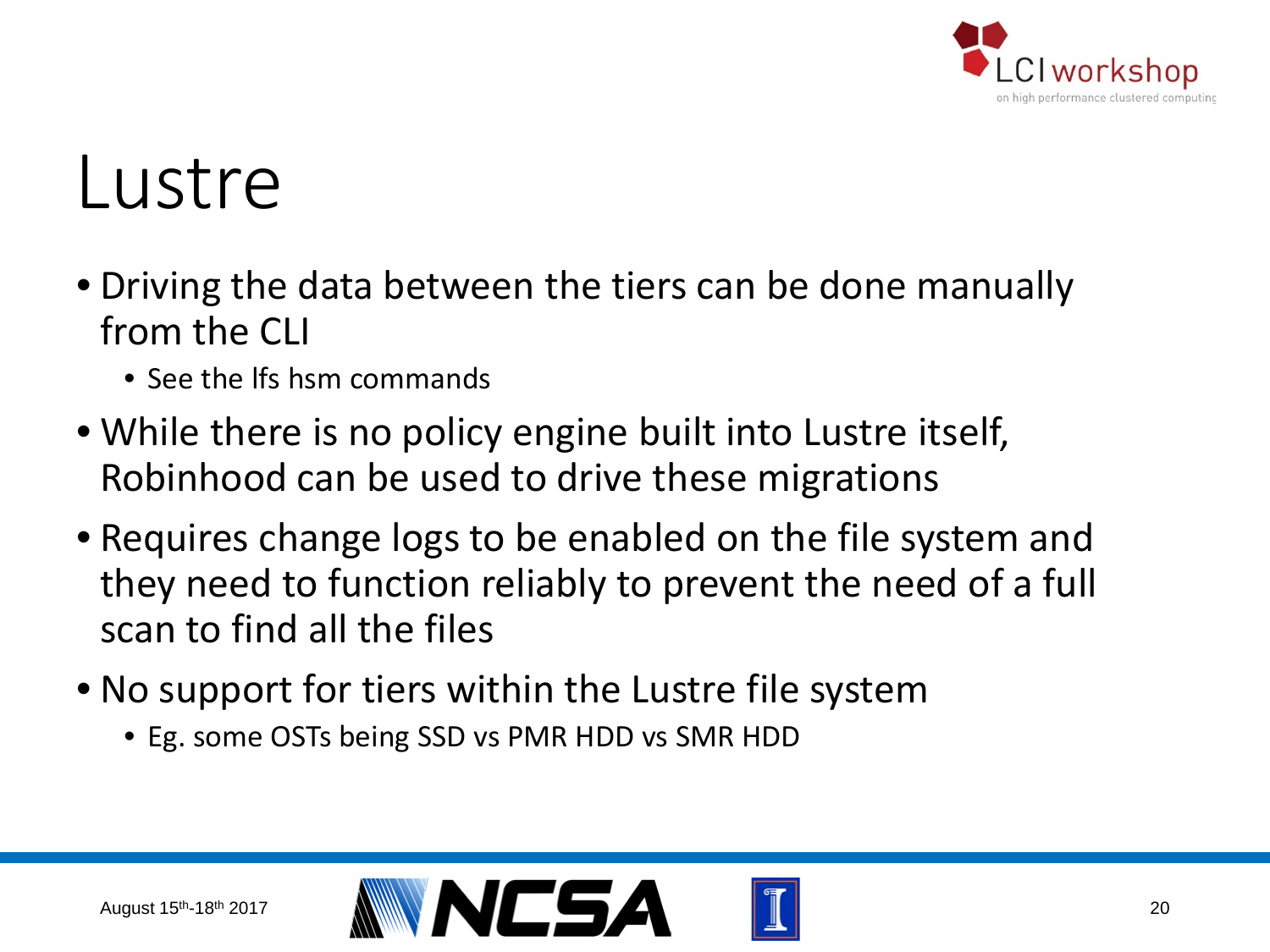# Lustre

- Driving the data between the tiers can be done manually from the CLI
  - See the lfs hsm commands
- While there is no policy engine built into Lustre itself, Robinhood can be used to drive these migrations
- Requires change logs to be enabled on the file system and they need to function reliably to prevent the need of a full scan to find all the files
- No support for tiers within the Lustre file system
  - Eg. some OSTs being SSD vs PMR HDD vs SMR HDD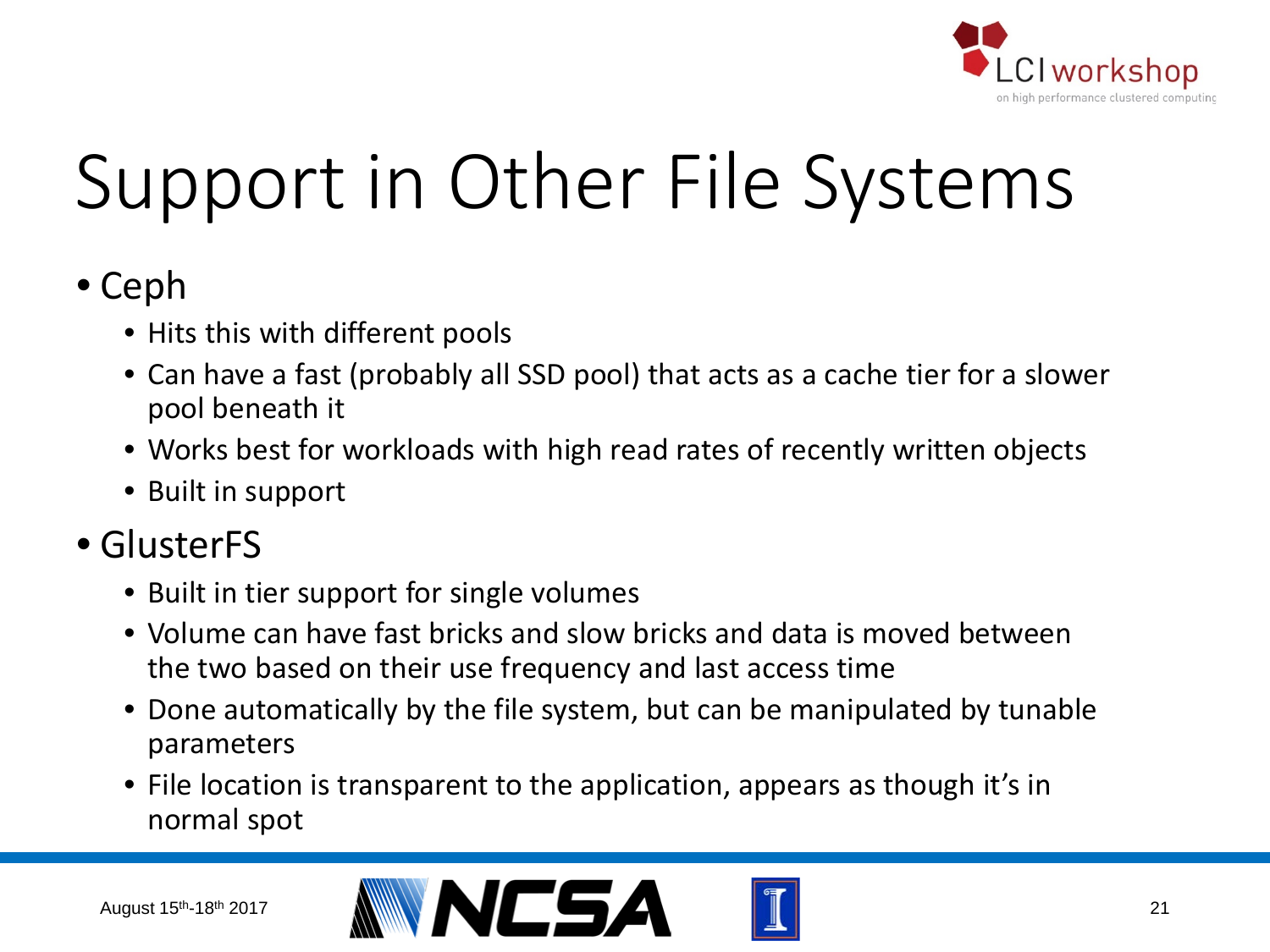# Support in Other File Systems

- Ceph
  - Hits this with different pools
  - Can have a fast (probably all SSD pool) that acts as a cache tier for a slower pool beneath it
  - Works best for workloads with high read rates of recently written objects
  - Built in support
- GlusterFS
  - Built in tier support for single volumes
  - Volume can have fast bricks and slow bricks and data is moved between the two based on their use frequency and last access time
  - Done automatically by the file system, but can be manipulated by tunable parameters
  - File location is transparent to the application, appears as though it's in normal spot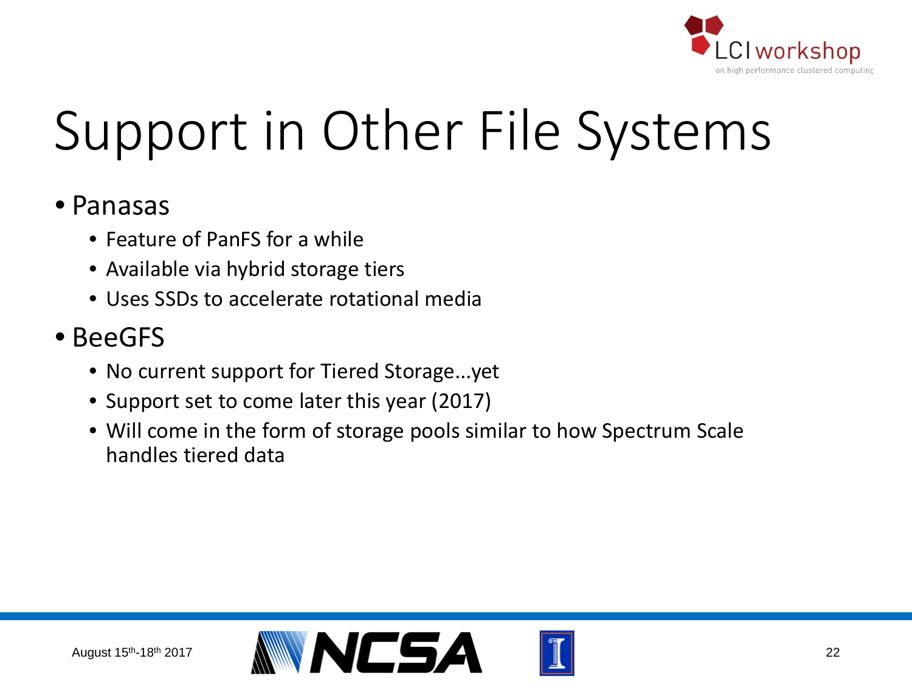# Support in Other File Systems

- Panasas
  - Feature of PanFS for a while
  - Available via hybrid storage tiers
  - Uses SSDs to accelerate rotational media
- BeeGFS
  - No current support for Tiered Storage...yet
  - Support set to come later this year (2017)
  - Will come in the form of storage pools similar to how Spectrum Scale handles tiered data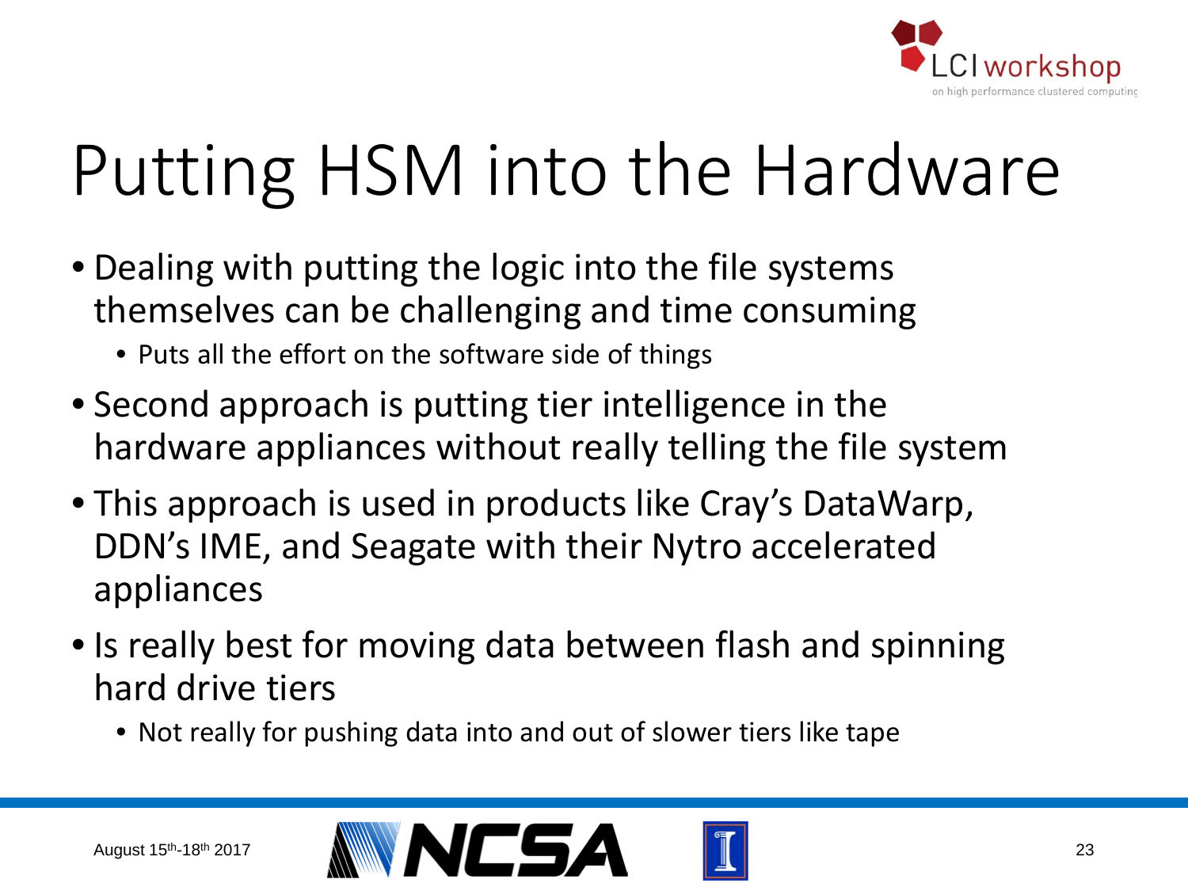# Putting HSM into the Hardware

- Dealing with putting the logic into the file systems themselves can be challenging and time consuming
  - Puts all the effort on the software side of things
- Second approach is putting tier intelligence in the hardware appliances without really telling the file system
- This approach is used in products like Cray's DataWarp, DDN's IME, and Seagate with their Nytro accelerated appliances
- Is really best for moving data between flash and spinning hard drive tiers
  - Not really for pushing data into and out of slower tiers like tape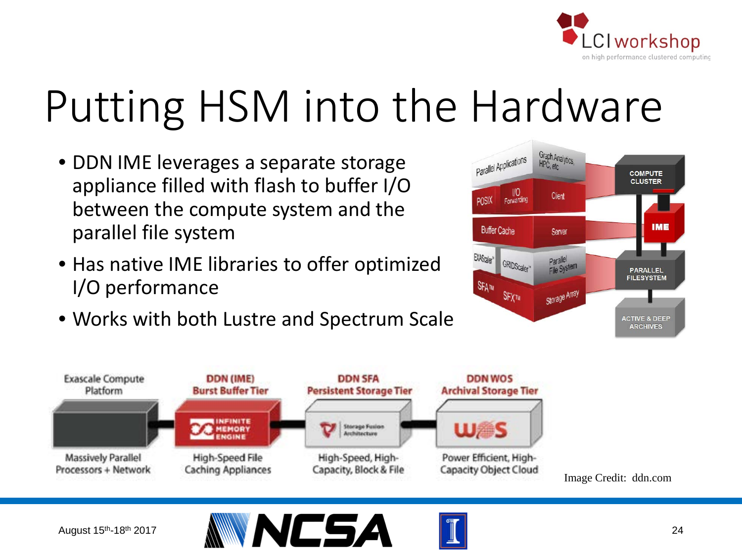# Putting HSM into the Hardware

- DDN IME leverages a separate storage appliance filled with flash to buffer I/O between the compute system and the parallel file system
- Has native IME libraries to offer optimized I/O performance
- Works with both Lustre and Spectrum Scale

Image Credit: ddn.com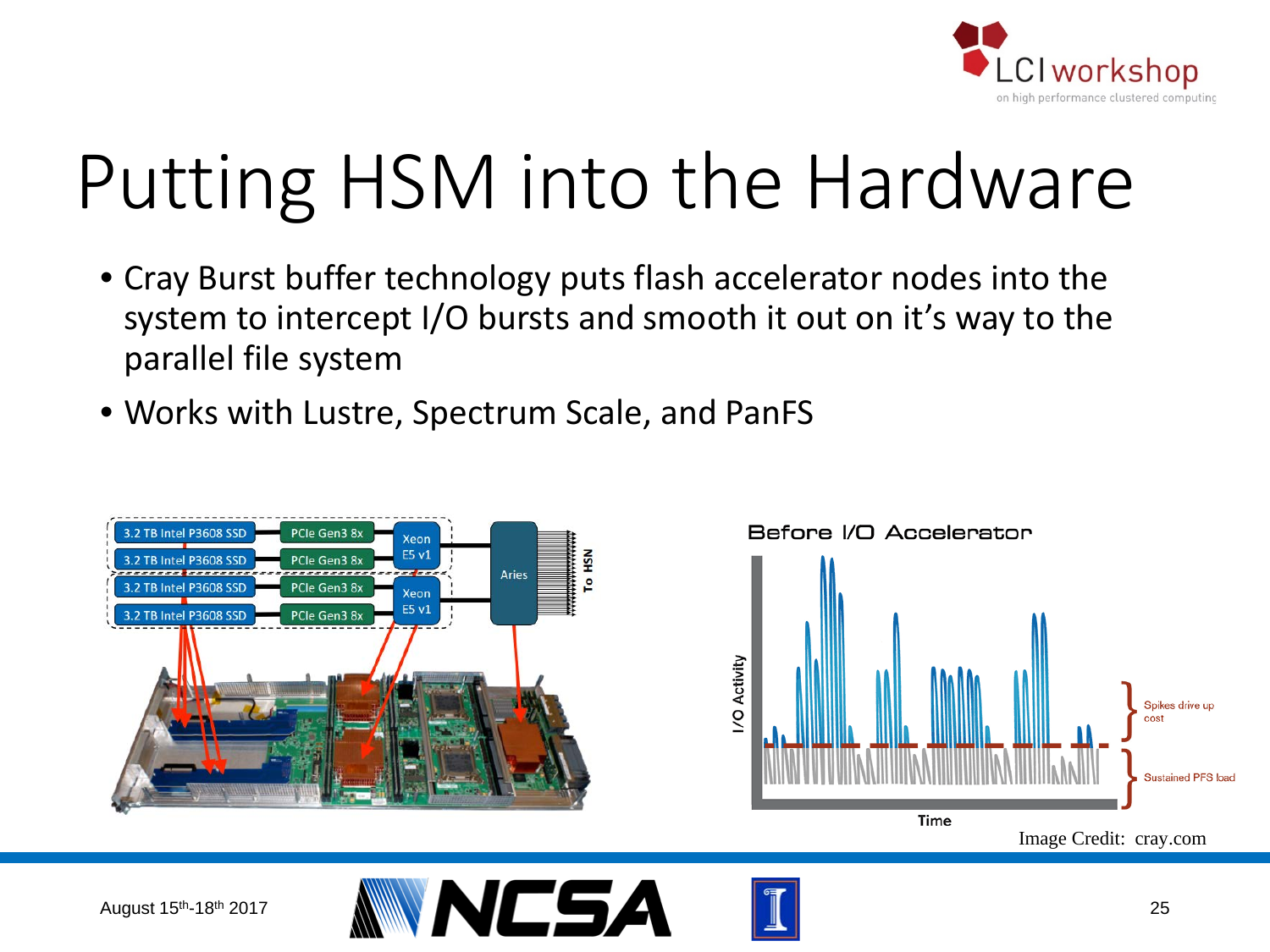# Putting HSM into the Hardware

- Cray Burst buffer technology puts flash accelerator nodes into the system to intercept I/O bursts and smooth it out on it's way to the parallel file system
- Works with Lustre, Spectrum Scale, and PanFS

Image Credit: cray.com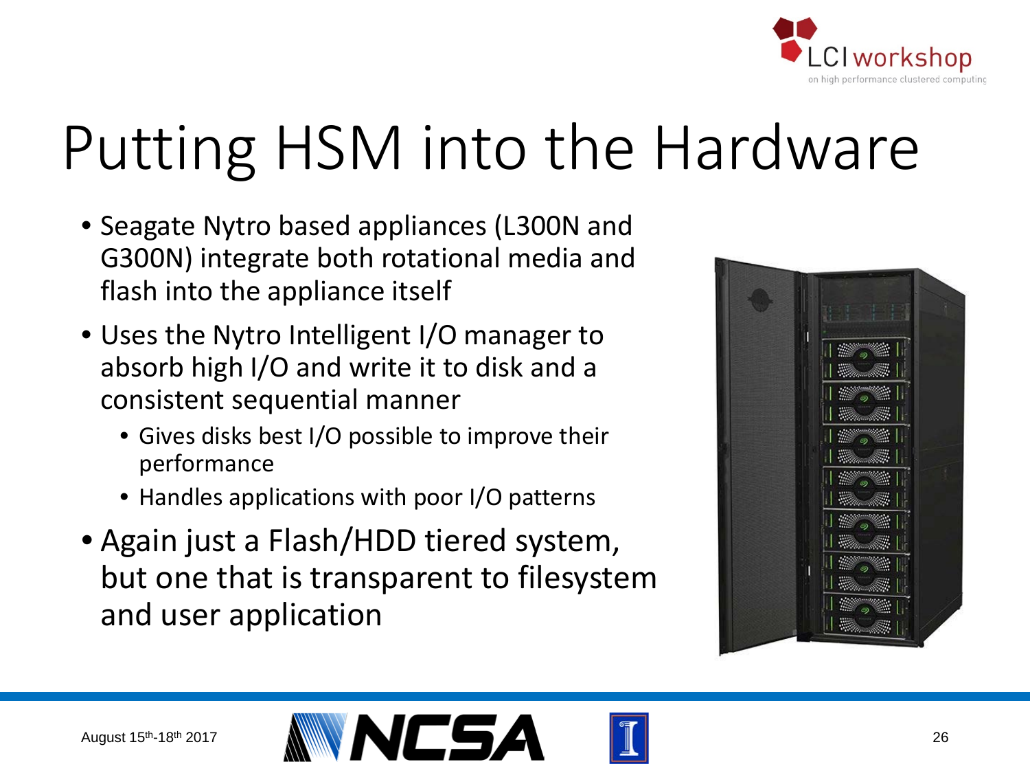# Putting HSM into the Hardware

- Seagate Nytro based appliances (L300N and G300N) integrate both rotational media and flash into the appliance itself
- Uses the Nytro Intelligent I/O manager to absorb high I/O and write it to disk and a consistent sequential manner
  - Gives disks best I/O possible to improve their performance
  - Handles applications with poor I/O patterns
- Again just a Flash/HDD tiered system, but one that is transparent to filesystem and user application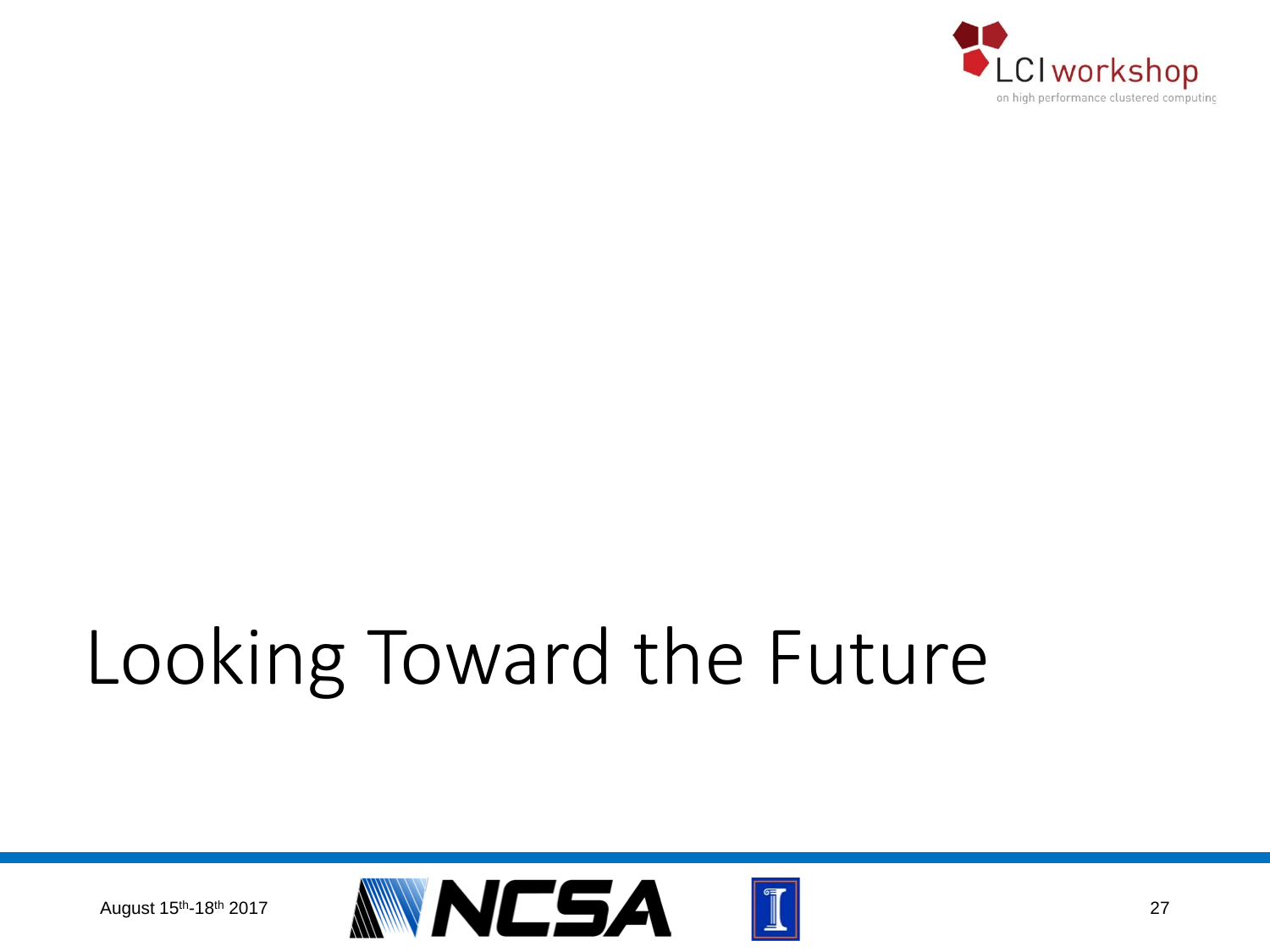# Looking Toward the Future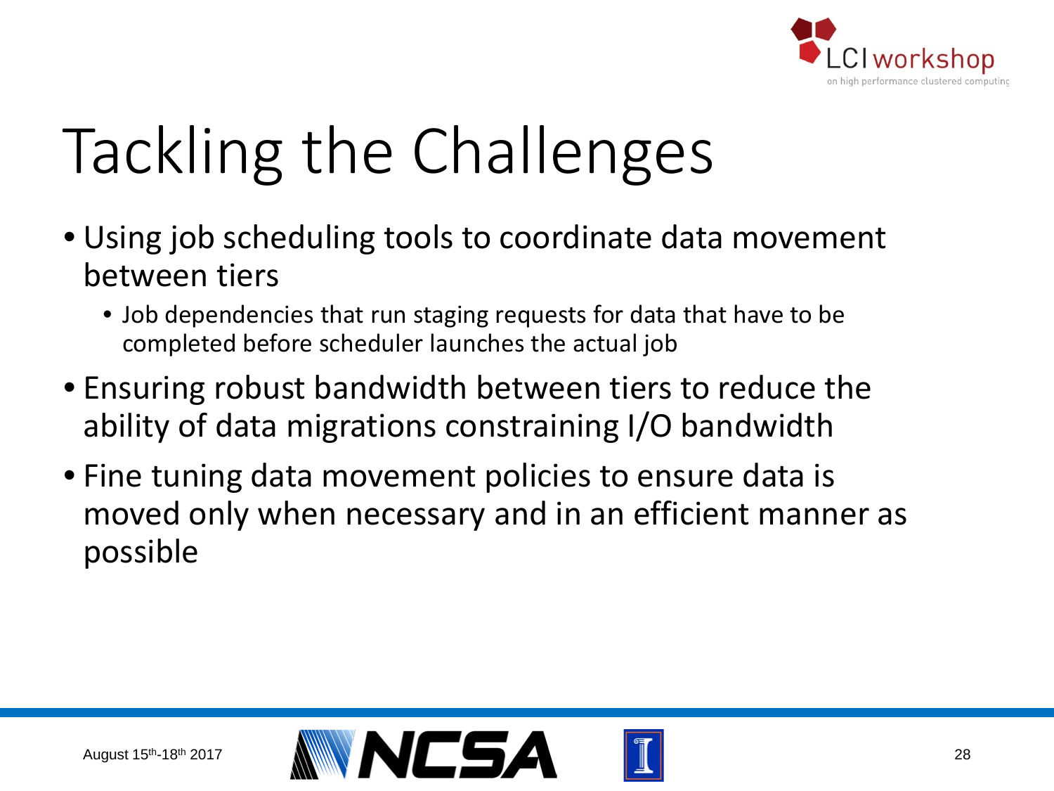# Tackling the Challenges

- Using job scheduling tools to coordinate data movement between tiers
  - Job dependencies that run staging requests for data that have to be completed before scheduler launches the actual job
- Ensuring robust bandwidth between tiers to reduce the ability of data migrations constraining I/O bandwidth
- Fine tuning data movement policies to ensure data is moved only when necessary and in an efficient manner as possible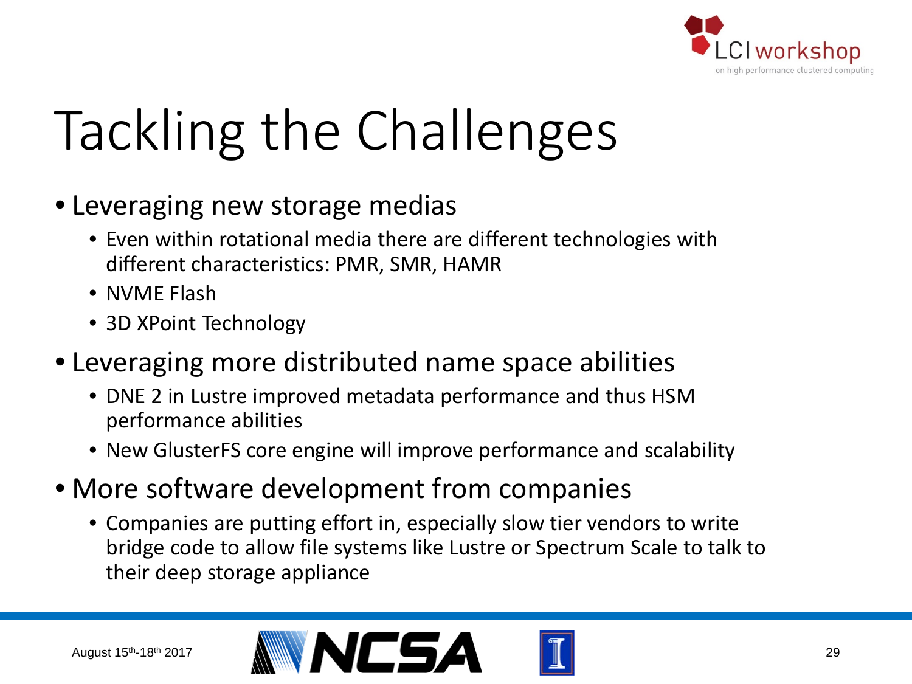# Tackling the Challenges

- Leveraging new storage medias
  - Even within rotational media there are different technologies with different characteristics: PMR, SMR, HAMR
  - NVME Flash
  - 3D XPoint Technology
- Leveraging more distributed name space abilities
  - DNE 2 in Lustre improved metadata performance and thus HSM performance abilities
  - New GlusterFS core engine will improve performance and scalability
- More software development from companies
  - Companies are putting effort in, especially slow tier vendors to write bridge code to allow file systems like Lustre or Spectrum Scale to talk to their deep storage appliance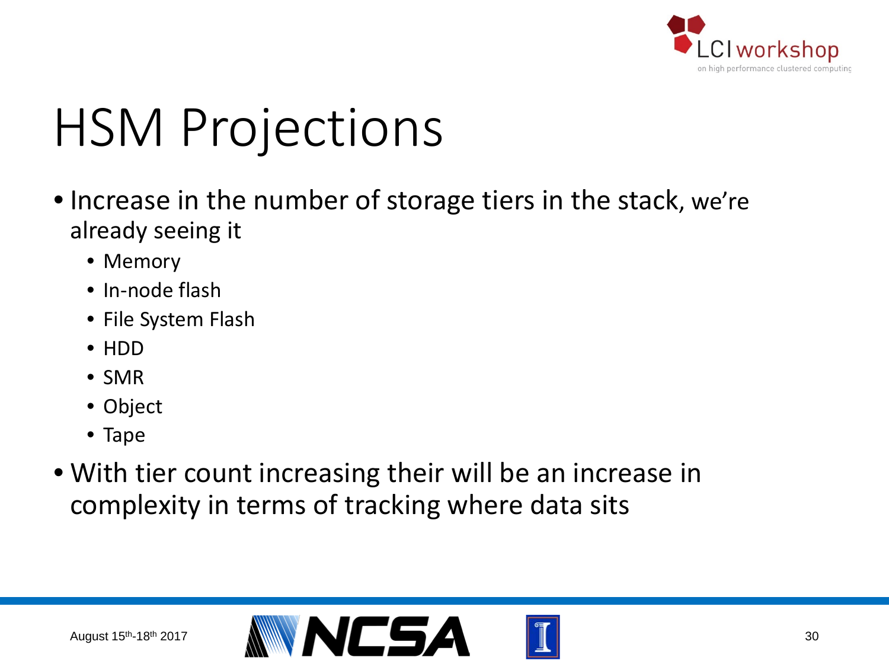# HSM Projections

- Increase in the number of storage tiers in the stack, we're already seeing it
  - Memory
  - In-node flash
  - File System Flash
  - HDD
  - SMR
  - Object
  - Tape
- With tier count increasing their will be an increase in complexity in terms of tracking where data sits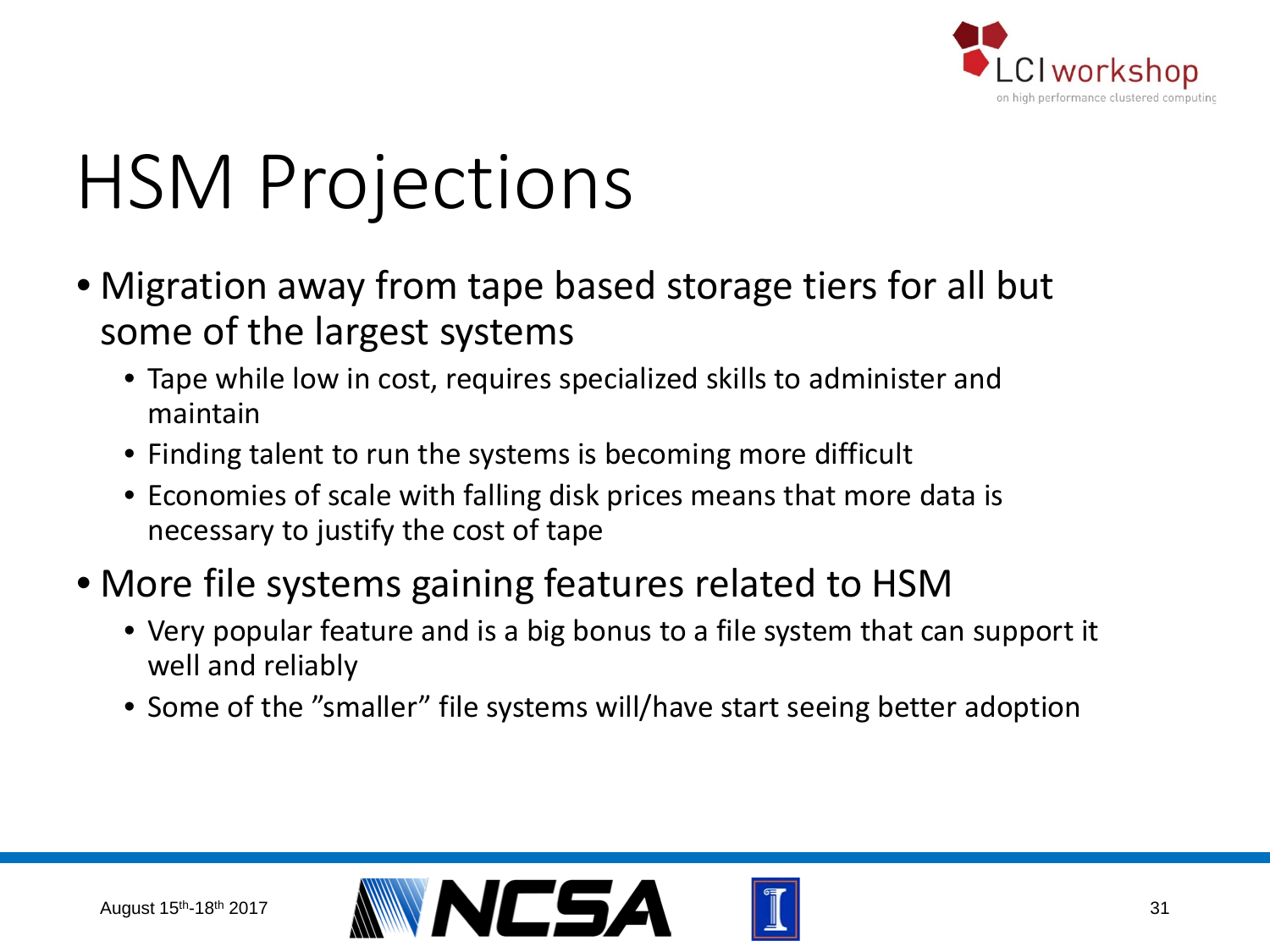# HSM Projections

- Migration away from tape based storage tiers for all but some of the largest systems
  - Tape while low in cost, requires specialized skills to administer and maintain
  - Finding talent to run the systems is becoming more difficult
  - Economies of scale with falling disk prices means that more data is necessary to justify the cost of tape
- More file systems gaining features related to HSM
  - Very popular feature and is a big bonus to a file system that can support it well and reliably
  - Some of the ”smaller” file systems will/have start seeing better adoption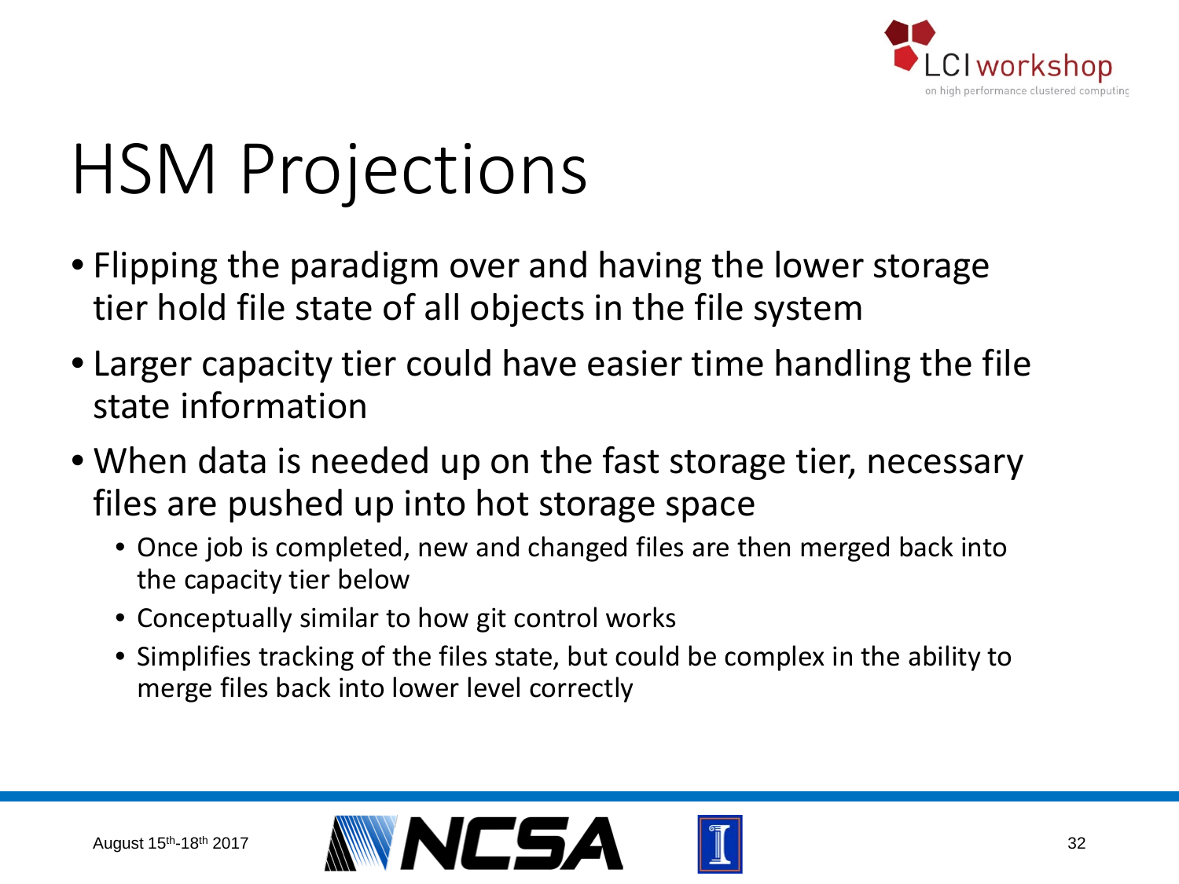# HSM Projections

- Flipping the paradigm over and having the lower storage tier hold file state of all objects in the file system
- Larger capacity tier could have easier time handling the file state information
- When data is needed up on the fast storage tier, necessary files are pushed up into hot storage space
  - Once job is completed, new and changed files are then merged back into the capacity tier below
  - Conceptually similar to how git control works
  - Simplifies tracking of the files state, but could be complex in the ability to merge files back into lower level correctly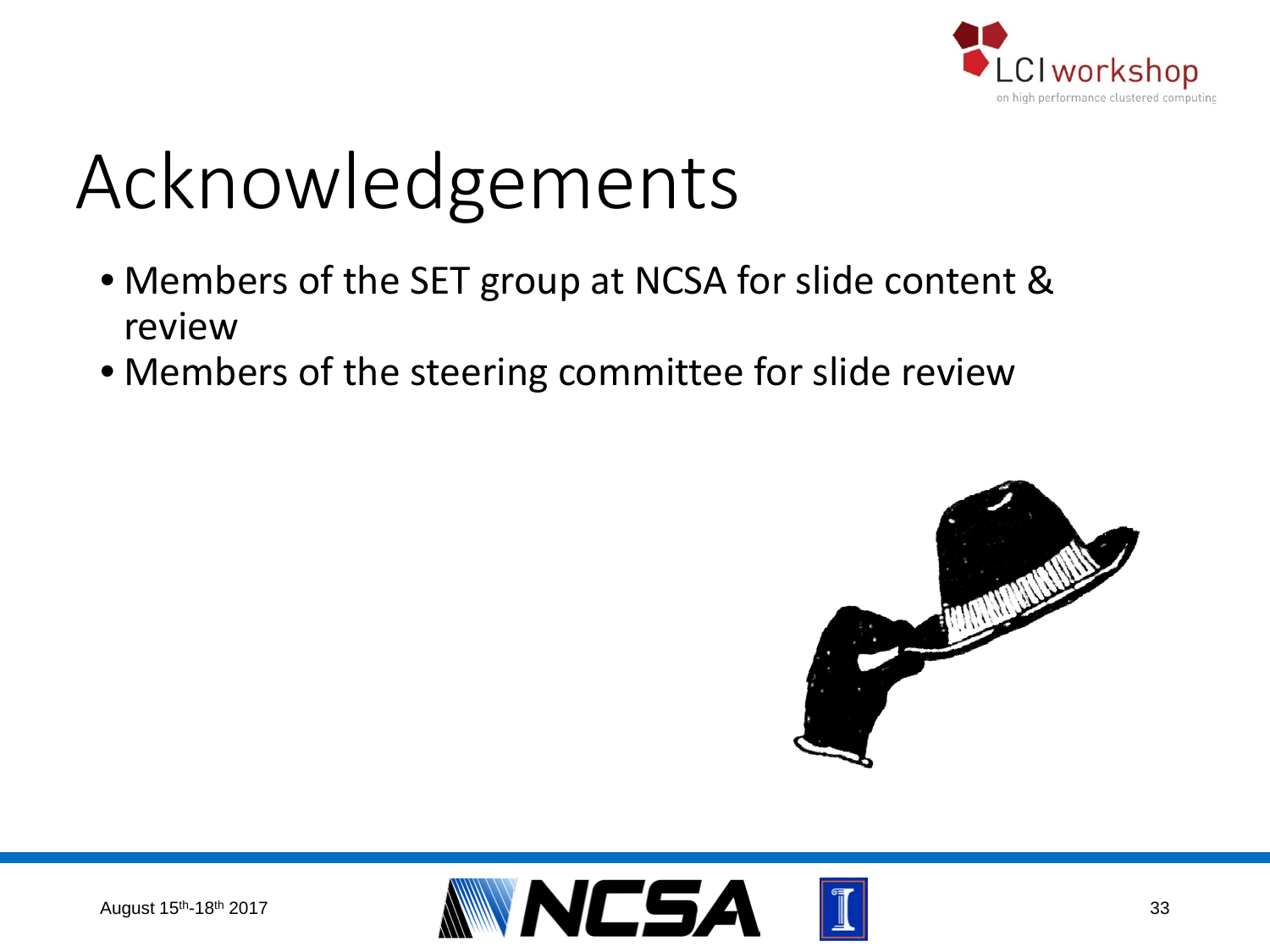# Acknowledgements

- Members of the SET group at NCSA for slide content & review
- Members of the steering committee for slide review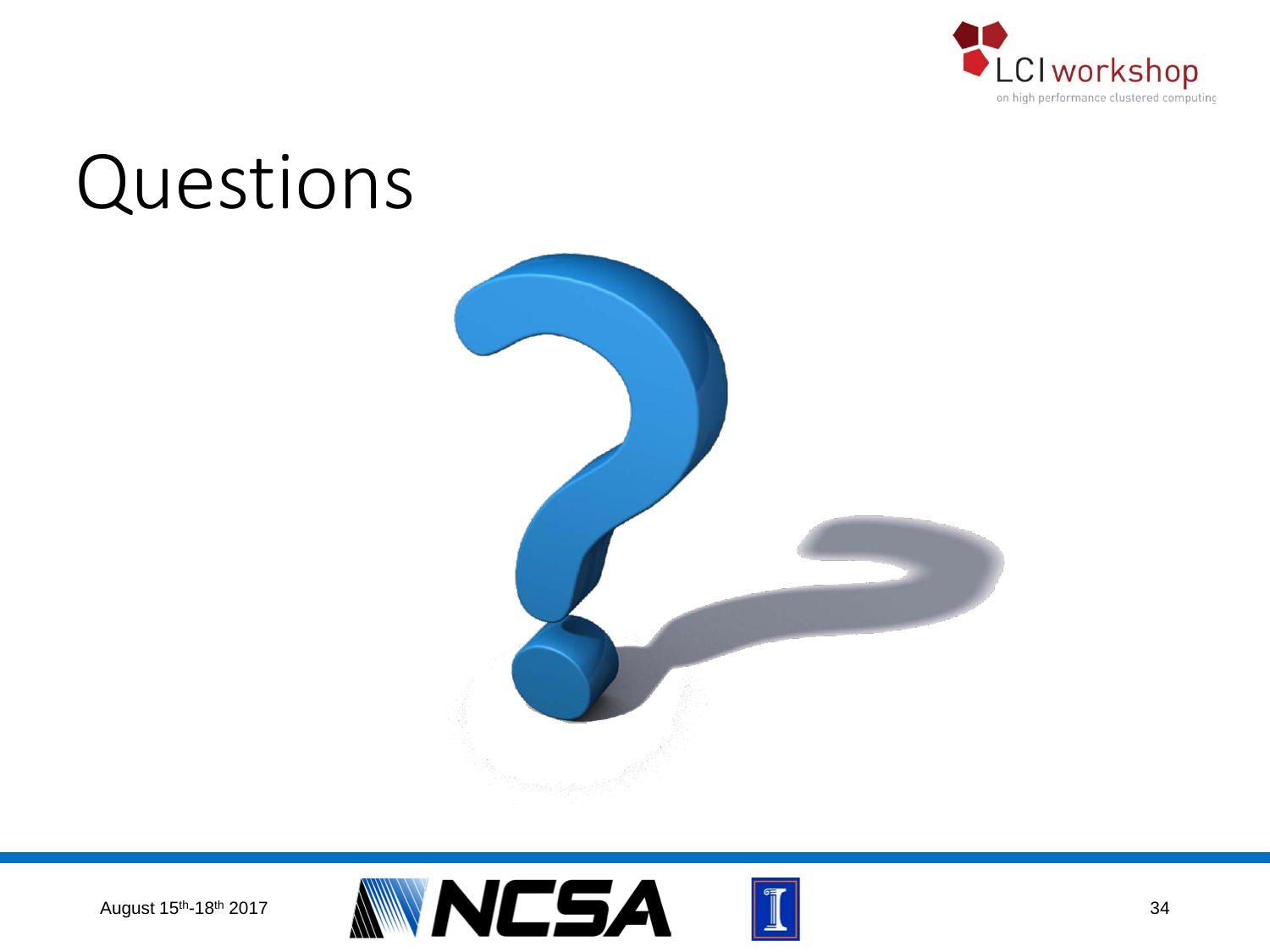# Questions